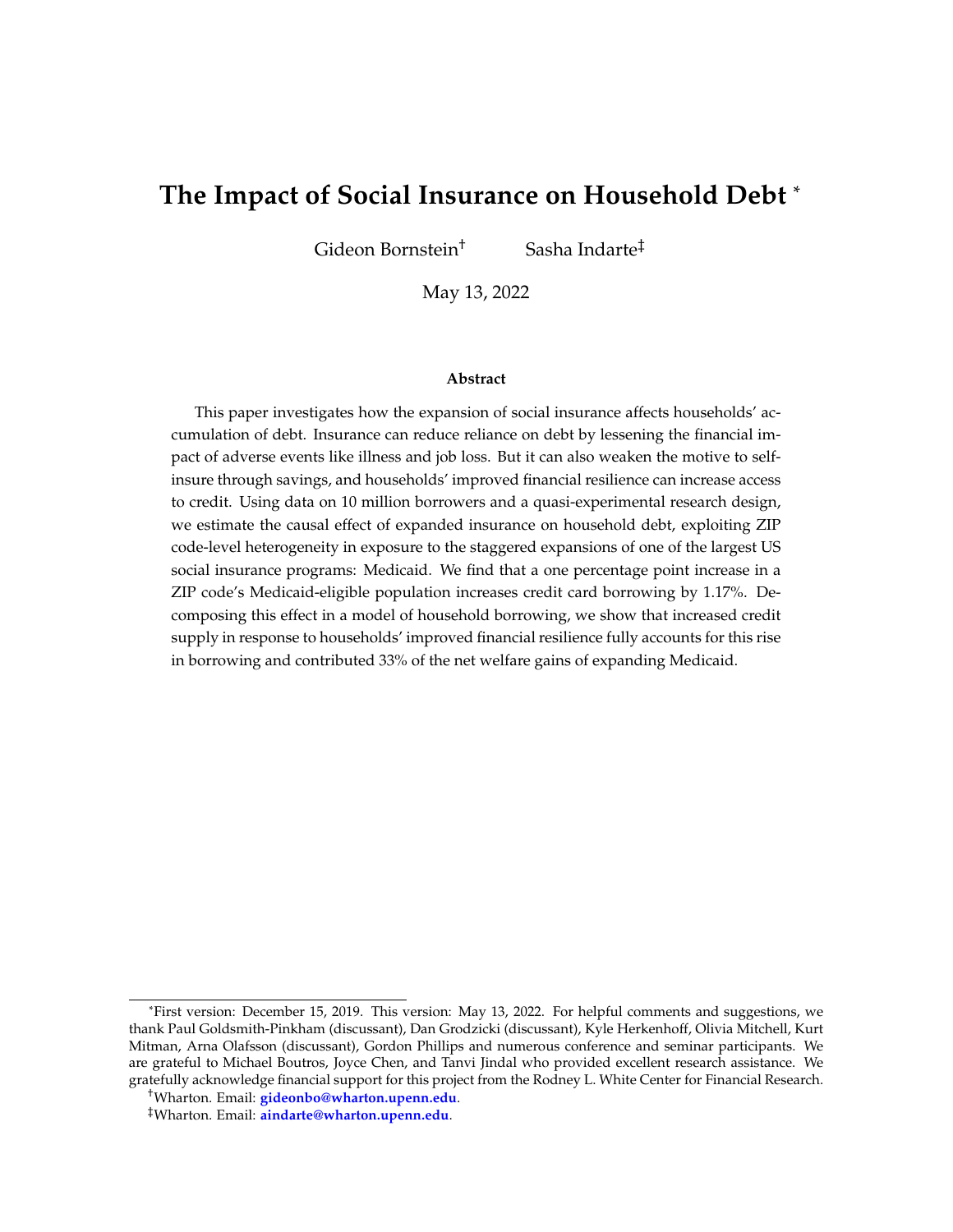# The Impact of Social Insurance on Household Debt *

Gideon Bornstein† Sasha Indarte‡

May 13, 2022

### Abstract

This paper investigates how the expansion of social insurance affects households' accumulation of debt. Insurance can reduce reliance on debt by lessening the financial impact of adverse events like illness and job loss. But it can also weaken the motive to self-insure through savings, and households' improved financial resilience can increase access to credit. Using data on 10 million borrowers and a quasi-experimental research design, we estimate the causal effect of expanded insurance on household debt, exploiting ZIP code-level heterogeneity in exposure to the staggered expansions of one of the largest US social insurance programs: Medicaid. We find that a one percentage point increase in a ZIP code's Medicaid-eligible population increases credit card borrowing by 1.17%. Decomposing this effect in a model of household borrowing, we show that increased credit supply in response to households' improved financial resilience fully accounts for this rise in borrowing and contributed 33% of the net welfare gains of expanding Medicaid.

---

*First version: December 15, 2019. This version: May 13, 2022. For helpful comments and suggestions, we thank Paul Goldsmith-Pinkham (discussant), Dan Grodzicki (discussant), Kyle Herkenhoff, Olivia Mitchell, Kurt Mitman, Arna Olafsson (discussant), Gordon Phillips and numerous conference and seminar participants. We are grateful to Michael Boutros, Joyce Chen, and Tanvi Jindal who provided excellent research assistance. We gratefully acknowledge financial support for this project from the Rodney L. White Center for Financial Research.

†Wharton. Email: **gideonbo@wharton.upenn.edu**.

‡Wharton. Email: **aindarte@wharton.upenn.edu**.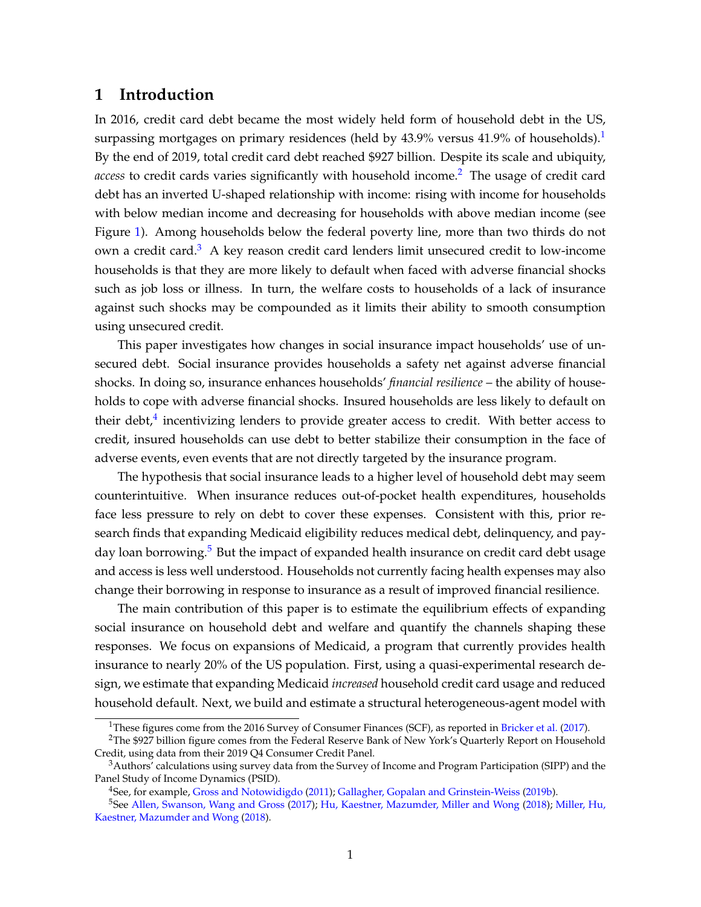# 1 Introduction

In 2016, credit card debt became the most widely held form of household debt in the US, surpassing mortgages on primary residences (held by 43.9% versus 41.9% of households).[1] By the end of 2019, total credit card debt reached $927 billion. Despite its scale and ubiquity, *access* to credit cards varies significantly with household income.[2] The usage of credit card debt has an inverted U-shaped relationship with income: rising with income for households with below median income and decreasing for households with above median income (see Figure 1). Among households below the federal poverty line, more than two thirds do not own a credit card.[3] A key reason credit card lenders limit unsecured credit to low-income households is that they are more likely to default when faced with adverse financial shocks such as job loss or illness. In turn, the welfare costs to households of a lack of insurance against such shocks may be compounded as it limits their ability to smooth consumption using unsecured credit.

This paper investigates how changes in social insurance impact households' use of unsecured debt. Social insurance provides households a safety net against adverse financial shocks. In doing so, insurance enhances households' *financial resilience* – the ability of households to cope with adverse financial shocks. Insured households are less likely to default on their debt,[4] incentivizing lenders to provide greater access to credit. With better access to credit, insured households can use debt to better stabilize their consumption in the face of adverse events, even events that are not directly targeted by the insurance program.

The hypothesis that social insurance leads to a higher level of household debt may seem counterintuitive. When insurance reduces out-of-pocket health expenditures, households face less pressure to rely on debt to cover these expenses. Consistent with this, prior research finds that expanding Medicaid eligibility reduces medical debt, delinquency, and payday loan borrowing.[5] But the impact of expanded health insurance on credit card debt usage and access is less well understood. Households not currently facing health expenses may also change their borrowing in response to insurance as a result of improved financial resilience.

The main contribution of this paper is to estimate the equilibrium effects of expanding social insurance on household debt and welfare and quantify the channels shaping these responses. We focus on expansions of Medicaid, a program that currently provides health insurance to nearly 20% of the US population. First, using a quasi-experimental research design, we estimate that expanding Medicaid *increased* household credit card usage and reduced household default. Next, we build and estimate a structural heterogeneous-agent model with

[1] These figures come from the 2016 Survey of Consumer Finances (SCF), as reported in Bricker et al. (2017).

[2] The $927 billion figure comes from the Federal Reserve Bank of New York's Quarterly Report on Household Credit, using data from their 2019 Q4 Consumer Credit Panel.

[3] Authors' calculations using survey data from the Survey of Income and Program Participation (SIPP) and the Panel Study of Income Dynamics (PSID).

[4] See, for example, Gross and Notowidigdo (2011); Gallagher, Gopalan and Grinstein-Weiss (2019b).

[5] See Allen, Swanson, Wang and Gross (2017); Hu, Kaestner, Mazumder, Miller and Wong (2018); Miller, Hu, Kaestner, Mazumder and Wong (2018).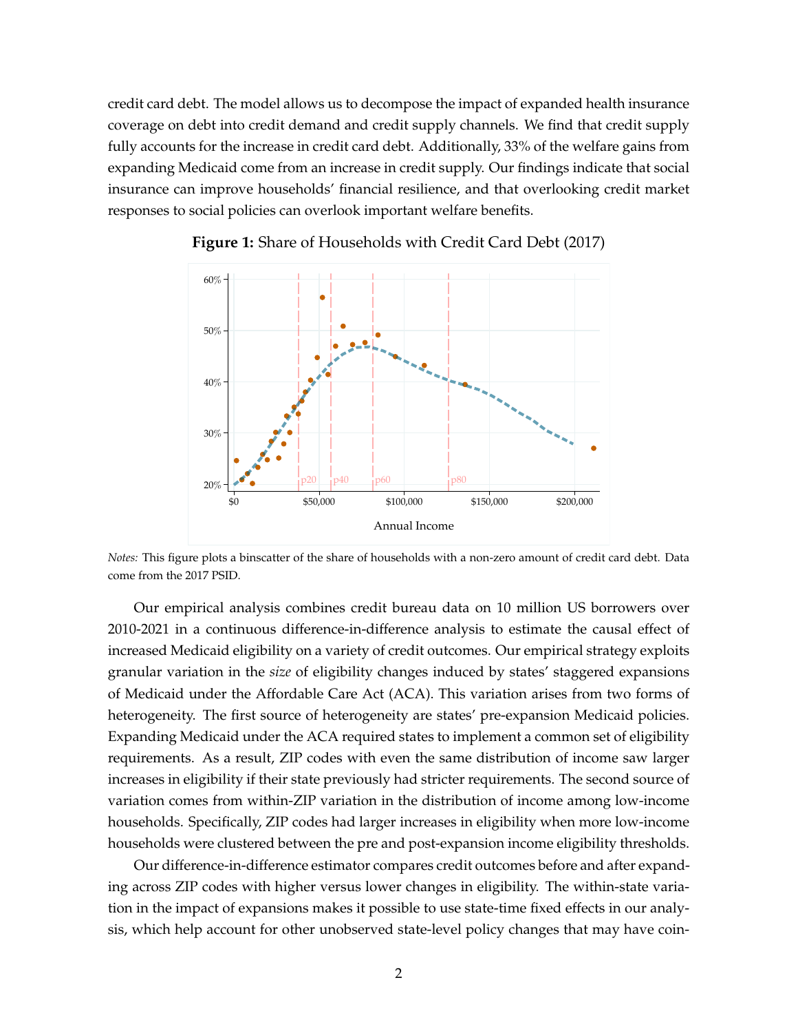credit card debt. The model allows us to decompose the impact of expanded health insurance coverage on debt into credit demand and credit supply channels. We find that credit supply fully accounts for the increase in credit card debt. Additionally, 33% of the welfare gains from expanding Medicaid come from an increase in credit supply. Our findings indicate that social insurance can improve households' financial resilience, and that overlooking credit market responses to social policies can overlook important welfare benefits.

**Figure 1:** Share of Households with Credit Card Debt (2017)

*Notes:* This figure plots a binscatter of the share of households with a non-zero amount of credit card debt. Data come from the 2017 PSID.

Our empirical analysis combines credit bureau data on 10 million US borrowers over 2010-2021 in a continuous difference-in-difference analysis to estimate the causal effect of increased Medicaid eligibility on a variety of credit outcomes. Our empirical strategy exploits granular variation in the *size* of eligibility changes induced by states' staggered expansions of Medicaid under the Affordable Care Act (ACA). This variation arises from two forms of heterogeneity. The first source of heterogeneity are states' pre-expansion Medicaid policies. Expanding Medicaid under the ACA required states to implement a common set of eligibility requirements. As a result, ZIP codes with even the same distribution of income saw larger increases in eligibility if their state previously had stricter requirements. The second source of variation comes from within-ZIP variation in the distribution of income among low-income households. Specifically, ZIP codes had larger increases in eligibility when more low-income households were clustered between the pre and post-expansion income eligibility thresholds.

Our difference-in-difference estimator compares credit outcomes before and after expanding across ZIP codes with higher versus lower changes in eligibility. The within-state variation in the impact of expansions makes it possible to use state-time fixed effects in our analysis, which help account for other unobserved state-level policy changes that may have coin-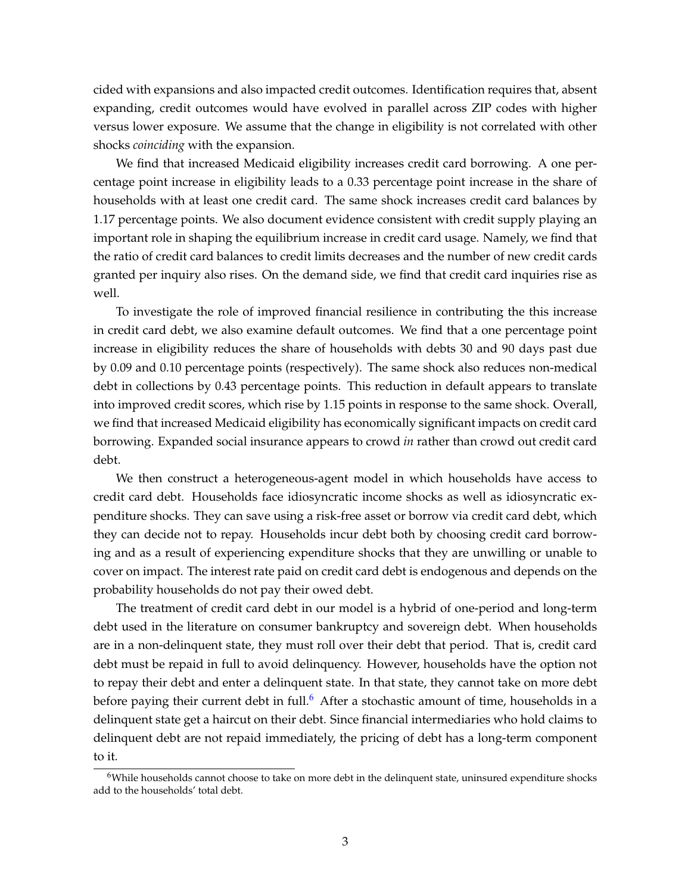cided with expansions and also impacted credit outcomes. Identification requires that, absent expanding, credit outcomes would have evolved in parallel across ZIP codes with higher versus lower exposure. We assume that the change in eligibility is not correlated with other shocks *coinciding* with the expansion.

We find that increased Medicaid eligibility increases credit card borrowing. A one percentage point increase in eligibility leads to a 0.33 percentage point increase in the share of households with at least one credit card. The same shock increases credit card balances by 1.17 percentage points. We also document evidence consistent with credit supply playing an important role in shaping the equilibrium increase in credit card usage. Namely, we find that the ratio of credit card balances to credit limits decreases and the number of new credit cards granted per inquiry also rises. On the demand side, we find that credit card inquiries rise as well.

To investigate the role of improved financial resilience in contributing the this increase in credit card debt, we also examine default outcomes. We find that a one percentage point increase in eligibility reduces the share of households with debts 30 and 90 days past due by 0.09 and 0.10 percentage points (respectively). The same shock also reduces non-medical debt in collections by 0.43 percentage points. This reduction in default appears to translate into improved credit scores, which rise by 1.15 points in response to the same shock. Overall, we find that increased Medicaid eligibility has economically significant impacts on credit card borrowing. Expanded social insurance appears to crowd *in* rather than crowd out credit card debt.

We then construct a heterogeneous-agent model in which households have access to credit card debt. Households face idiosyncratic income shocks as well as idiosyncratic expenditure shocks. They can save using a risk-free asset or borrow via credit card debt, which they can decide not to repay. Households incur debt both by choosing credit card borrowing and as a result of experiencing expenditure shocks that they are unwilling or unable to cover on impact. The interest rate paid on credit card debt is endogenous and depends on the probability households do not pay their owed debt.

The treatment of credit card debt in our model is a hybrid of one-period and long-term debt used in the literature on consumer bankruptcy and sovereign debt. When households are in a non-delinquent state, they must roll over their debt that period. That is, credit card debt must be repaid in full to avoid delinquency. However, households have the option not to repay their debt and enter a delinquent state. In that state, they cannot take on more debt before paying their current debt in full.[6] After a stochastic amount of time, households in a delinquent state get a haircut on their debt. Since financial intermediaries who hold claims to delinquent debt are not repaid immediately, the pricing of debt has a long-term component to it.

[6]While households cannot choose to take on more debt in the delinquent state, uninsured expenditure shocks add to the households' total debt.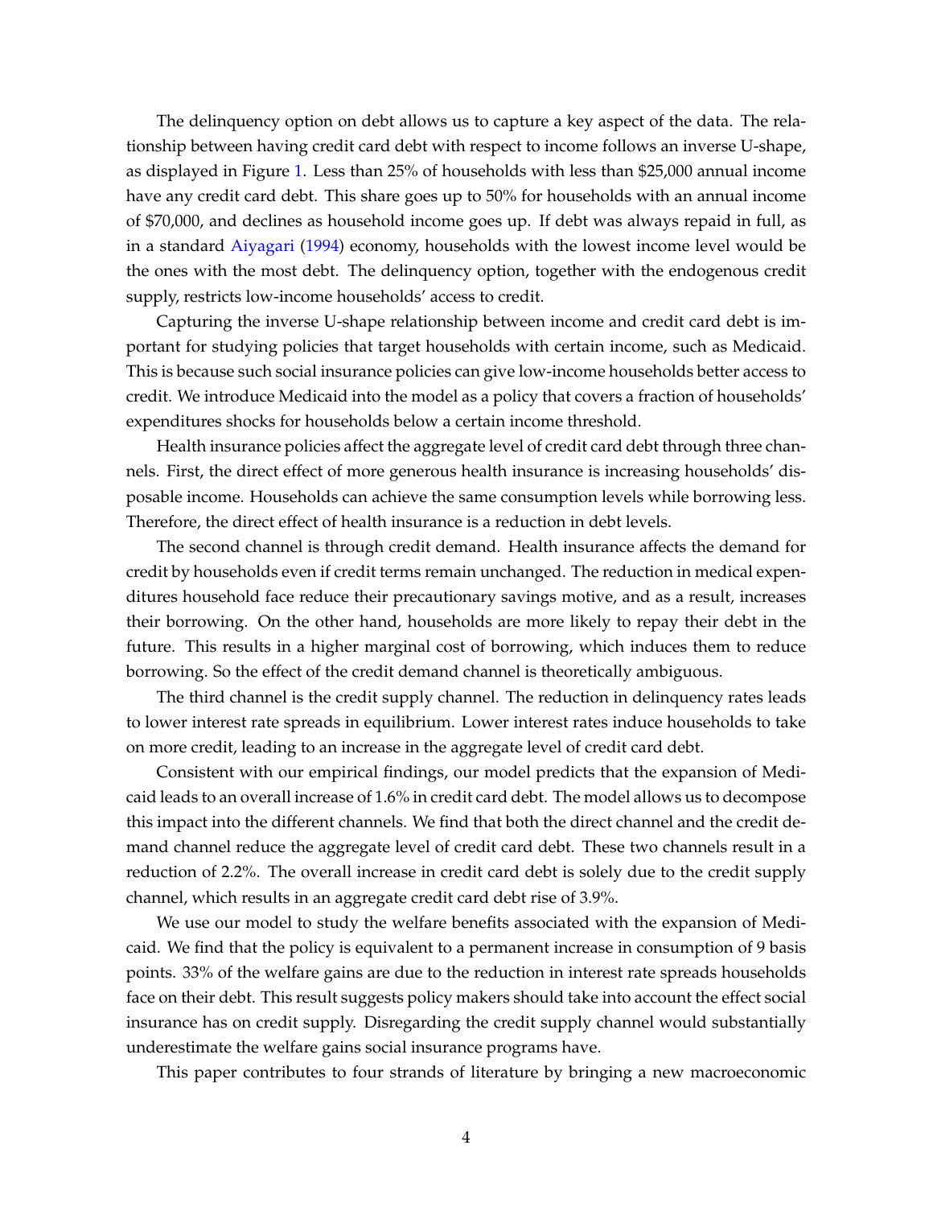The delinquency option on debt allows us to capture a key aspect of the data. The relationship between having credit card debt with respect to income follows an inverse U-shape, as displayed in Figure 1. Less than 25% of households with less than $25,000 annual income have any credit card debt. This share goes up to 50% for households with an annual income of $70,000, and declines as household income goes up. If debt was always repaid in full, as in a standard Aiyagari (1994) economy, households with the lowest income level would be the ones with the most debt. The delinquency option, together with the endogenous credit supply, restricts low-income households' access to credit.

Capturing the inverse U-shape relationship between income and credit card debt is important for studying policies that target households with certain income, such as Medicaid. This is because such social insurance policies can give low-income households better access to credit. We introduce Medicaid into the model as a policy that covers a fraction of households' expenditures shocks for households below a certain income threshold.

Health insurance policies affect the aggregate level of credit card debt through three channels. First, the direct effect of more generous health insurance is increasing households' disposable income. Households can achieve the same consumption levels while borrowing less. Therefore, the direct effect of health insurance is a reduction in debt levels.

The second channel is through credit demand. Health insurance affects the demand for credit by households even if credit terms remain unchanged. The reduction in medical expenditures household face reduce their precautionary savings motive, and as a result, increases their borrowing. On the other hand, households are more likely to repay their debt in the future. This results in a higher marginal cost of borrowing, which induces them to reduce borrowing. So the effect of the credit demand channel is theoretically ambiguous.

The third channel is the credit supply channel. The reduction in delinquency rates leads to lower interest rate spreads in equilibrium. Lower interest rates induce households to take on more credit, leading to an increase in the aggregate level of credit card debt.

Consistent with our empirical findings, our model predicts that the expansion of Medicaid leads to an overall increase of 1.6% in credit card debt. The model allows us to decompose this impact into the different channels. We find that both the direct channel and the credit demand channel reduce the aggregate level of credit card debt. These two channels result in a reduction of 2.2%. The overall increase in credit card debt is solely due to the credit supply channel, which results in an aggregate credit card debt rise of 3.9%.

We use our model to study the welfare benefits associated with the expansion of Medicaid. We find that the policy is equivalent to a permanent increase in consumption of 9 basis points. 33% of the welfare gains are due to the reduction in interest rate spreads households face on their debt. This result suggests policy makers should take into account the effect social insurance has on credit supply. Disregarding the credit supply channel would substantially underestimate the welfare gains social insurance programs have.

This paper contributes to four strands of literature by bringing a new macroeconomic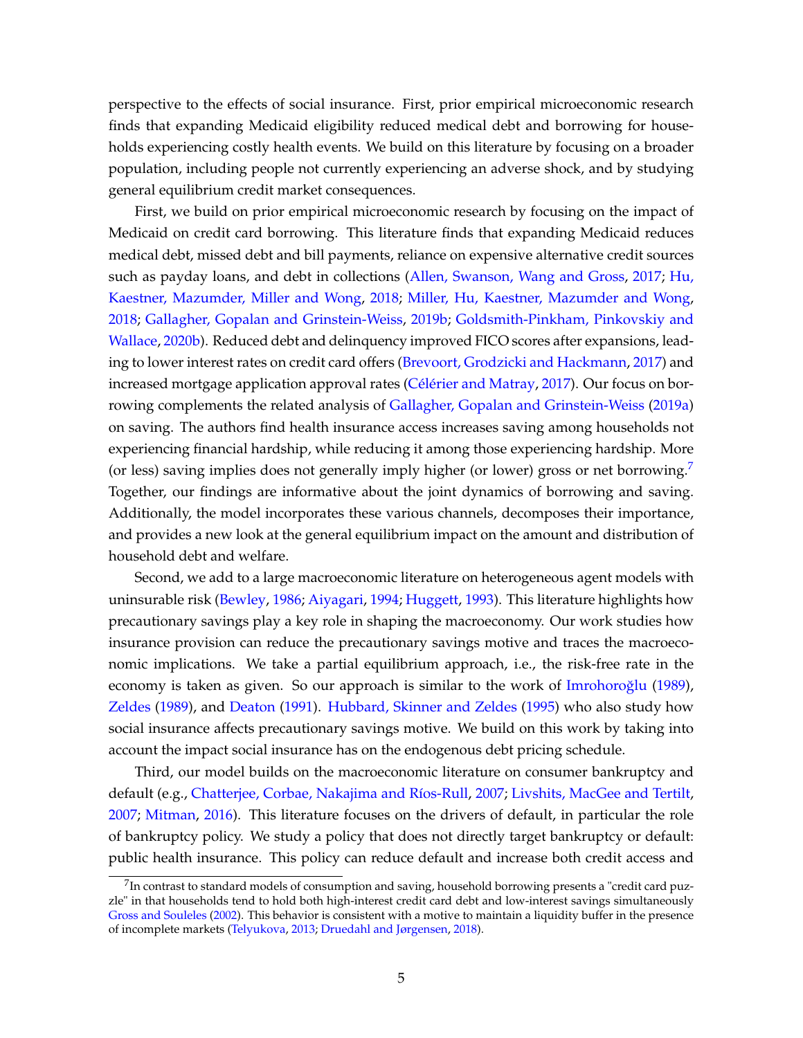perspective to the effects of social insurance. First, prior empirical microeconomic research finds that expanding Medicaid eligibility reduced medical debt and borrowing for households experiencing costly health events. We build on this literature by focusing on a broader population, including people not currently experiencing an adverse shock, and by studying general equilibrium credit market consequences.

First, we build on prior empirical microeconomic research by focusing on the impact of Medicaid on credit card borrowing. This literature finds that expanding Medicaid reduces medical debt, missed debt and bill payments, reliance on expensive alternative credit sources such as payday loans, and debt in collections (Allen, Swanson, Wang and Gross, 2017; Hu, Kaestner, Mazumder, Miller and Wong, 2018; Miller, Hu, Kaestner, Mazumder and Wong, 2018; Gallagher, Gopalan and Grinstein-Weiss, 2019b; Goldsmith-Pinkham, Pinkovskiy and Wallace, 2020b). Reduced debt and delinquency improved FICO scores after expansions, leading to lower interest rates on credit card offers (Brevoort, Grodzicki and Hackmann, 2017) and increased mortgage application approval rates (Célérier and Matray, 2017). Our focus on borrowing complements the related analysis of Gallagher, Gopalan and Grinstein-Weiss (2019a) on saving. The authors find health insurance access increases saving among households not experiencing financial hardship, while reducing it among those experiencing hardship. More (or less) saving implies does not generally imply higher (or lower) gross or net borrowing.[7] Together, our findings are informative about the joint dynamics of borrowing and saving. Additionally, the model incorporates these various channels, decomposes their importance, and provides a new look at the general equilibrium impact on the amount and distribution of household debt and welfare.

Second, we add to a large macroeconomic literature on heterogeneous agent models with uninsurable risk (Bewley, 1986; Aiyagari, 1994; Huggett, 1993). This literature highlights how precautionary savings play a key role in shaping the macroeconomy. Our work studies how insurance provision can reduce the precautionary savings motive and traces the macroeconomic implications. We take a partial equilibrium approach, i.e., the risk-free rate in the economy is taken as given. So our approach is similar to the work of Imrohoroğlu (1989), Zeldes (1989), and Deaton (1991). Hubbard, Skinner and Zeldes (1995) who also study how social insurance affects precautionary savings motive. We build on this work by taking into account the impact social insurance has on the endogenous debt pricing schedule.

Third, our model builds on the macroeconomic literature on consumer bankruptcy and default (e.g., Chatterjee, Corbae, Nakajima and Ríos-Rull, 2007; Livshits, MacGee and Tertilt, 2007; Mitman, 2016). This literature focuses on the drivers of default, in particular the role of bankruptcy policy. We study a policy that does not directly target bankruptcy or default: public health insurance. This policy can reduce default and increase both credit access and

[7] In contrast to standard models of consumption and saving, household borrowing presents a "credit card puzzle" in that households tend to hold both high-interest credit card debt and low-interest savings simultaneously Gross and Souleles (2002). This behavior is consistent with a motive to maintain a liquidity buffer in the presence of incomplete markets (Telyukova, 2013; Druedahl and Jørgensen, 2018).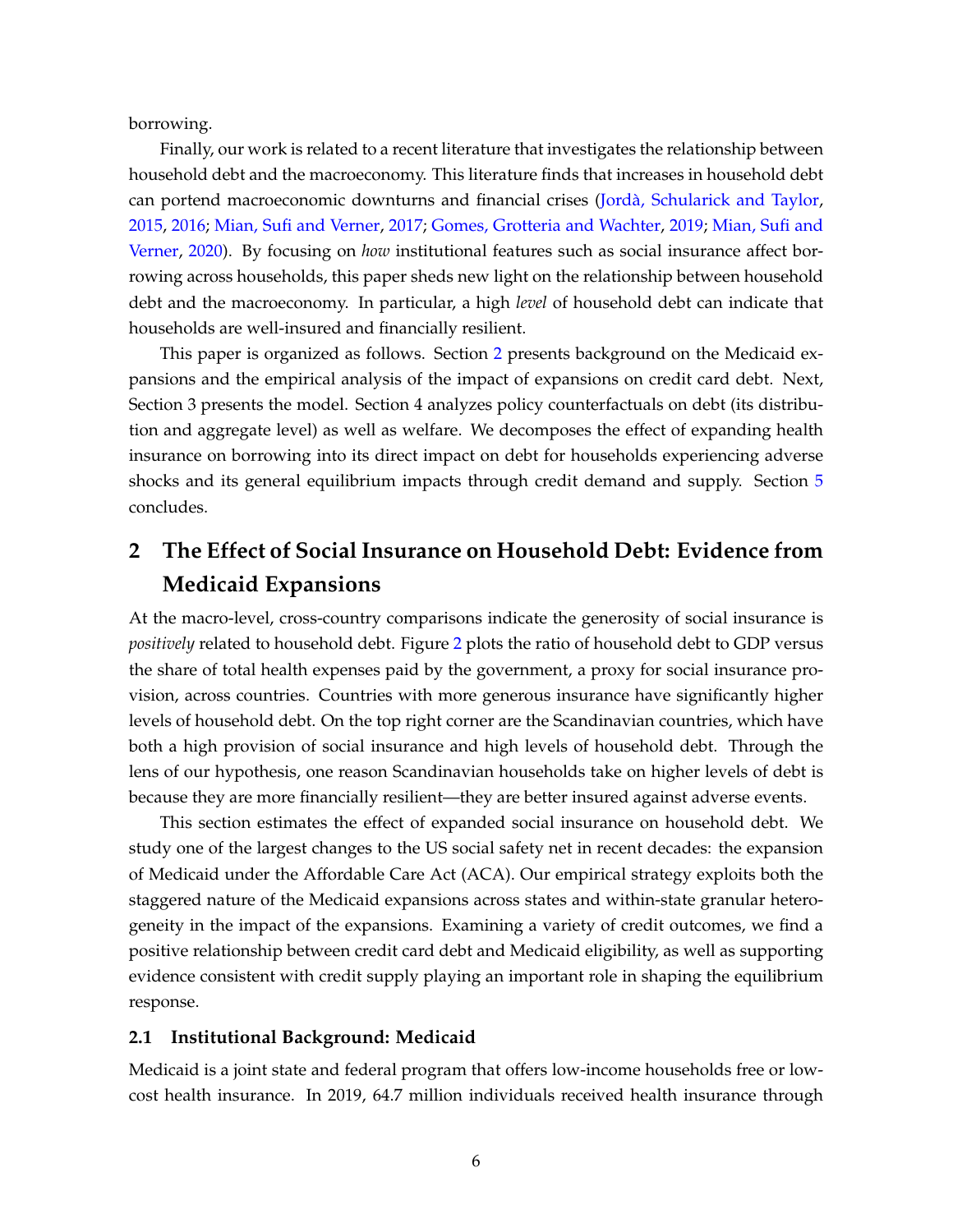borrowing.

Finally, our work is related to a recent literature that investigates the relationship between household debt and the macroeconomy. This literature finds that increases in household debt can portend macroeconomic downturns and financial crises (Jordà, Schularick and Taylor, 2015, 2016; Mian, Sufi and Verner, 2017; Gomes, Grotteria and Wachter, 2019; Mian, Sufi and Verner, 2020). By focusing on *how* institutional features such as social insurance affect borrowing across households, this paper sheds new light on the relationship between household debt and the macroeconomy. In particular, a high *level* of household debt can indicate that households are well-insured and financially resilient.

This paper is organized as follows. Section 2 presents background on the Medicaid expansions and the empirical analysis of the impact of expansions on credit card debt. Next, Section 3 presents the model. Section 4 analyzes policy counterfactuals on debt (its distribution and aggregate level) as well as welfare. We decomposes the effect of expanding health insurance on borrowing into its direct impact on debt for households experiencing adverse shocks and its general equilibrium impacts through credit demand and supply. Section 5 concludes.

## 2 The Effect of Social Insurance on Household Debt: Evidence from Medicaid Expansions

At the macro-level, cross-country comparisons indicate the generosity of social insurance is *positively* related to household debt. Figure 2 plots the ratio of household debt to GDP versus the share of total health expenses paid by the government, a proxy for social insurance provision, across countries. Countries with more generous insurance have significantly higher levels of household debt. On the top right corner are the Scandinavian countries, which have both a high provision of social insurance and high levels of household debt. Through the lens of our hypothesis, one reason Scandinavian households take on higher levels of debt is because they are more financially resilient—they are better insured against adverse events.

This section estimates the effect of expanded social insurance on household debt. We study one of the largest changes to the US social safety net in recent decades: the expansion of Medicaid under the Affordable Care Act (ACA). Our empirical strategy exploits both the staggered nature of the Medicaid expansions across states and within-state granular heterogeneity in the impact of the expansions. Examining a variety of credit outcomes, we find a positive relationship between credit card debt and Medicaid eligibility, as well as supporting evidence consistent with credit supply playing an important role in shaping the equilibrium response.

### 2.1 Institutional Background: Medicaid

Medicaid is a joint state and federal program that offers low-income households free or low-cost health insurance. In 2019, 64.7 million individuals received health insurance through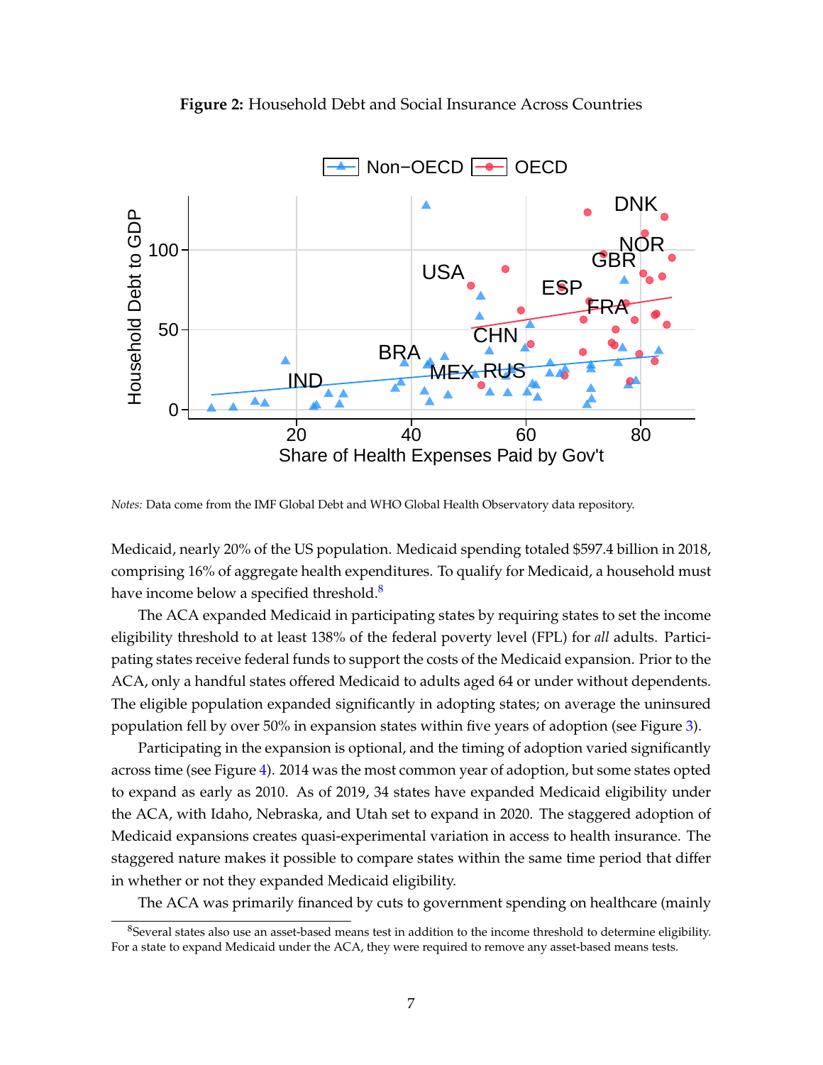**Figure 2:** Household Debt and Social Insurance Across Countries

*Notes:* Data come from the IMF Global Debt and WHO Global Health Observatory data repository.

Medicaid, nearly 20% of the US population. Medicaid spending totaled $597.4 billion in 2018, comprising 16% of aggregate health expenditures. To qualify for Medicaid, a household must have income below a specified threshold.[8]

The ACA expanded Medicaid in participating states by requiring states to set the income eligibility threshold to at least 138% of the federal poverty level (FPL) for *all* adults. Participating states receive federal funds to support the costs of the Medicaid expansion. Prior to the ACA, only a handful states offered Medicaid to adults aged 64 or under without dependents. The eligible population expanded significantly in adopting states; on average the uninsured population fell by over 50% in expansion states within five years of adoption (see Figure 3).

Participating in the expansion is optional, and the timing of adoption varied significantly across time (see Figure 4). 2014 was the most common year of adoption, but some states opted to expand as early as 2010. As of 2019, 34 states have expanded Medicaid eligibility under the ACA, with Idaho, Nebraska, and Utah set to expand in 2020. The staggered adoption of Medicaid expansions creates quasi-experimental variation in access to health insurance. The staggered nature makes it possible to compare states within the same time period that differ in whether or not they expanded Medicaid eligibility.

The ACA was primarily financed by cuts to government spending on healthcare (mainly

[8] Several states also use an asset-based means test in addition to the income threshold to determine eligibility. For a state to expand Medicaid under the ACA, they were required to remove any asset-based means tests.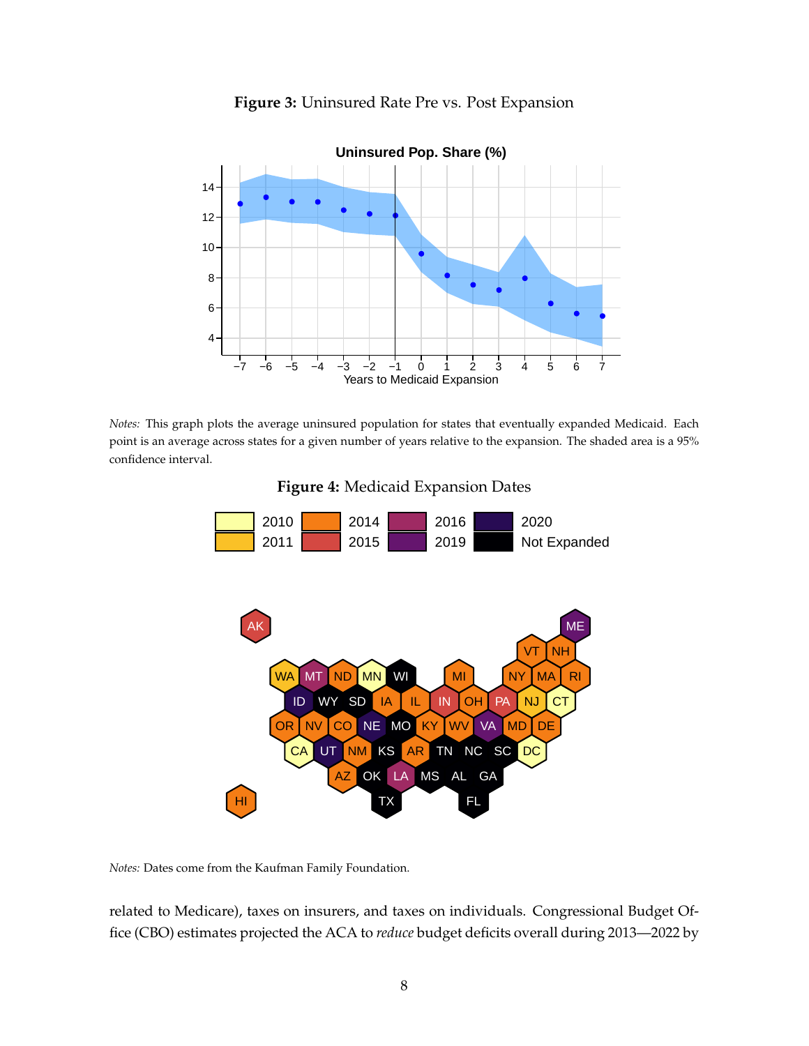**Figure 3:** Uninsured Rate Pre vs. Post Expansion

*Notes:* This graph plots the average uninsured population for states that eventually expanded Medicaid. Each point is an average across states for a given number of years relative to the expansion. The shaded area is a 95% confidence interval.

**Figure 4:** Medicaid Expansion Dates

*Notes:* Dates come from the Kaufman Family Foundation.

related to Medicare), taxes on insurers, and taxes on individuals. Congressional Budget Office (CBO) estimates projected the ACA to *reduce* budget deficits overall during 2013—2022 by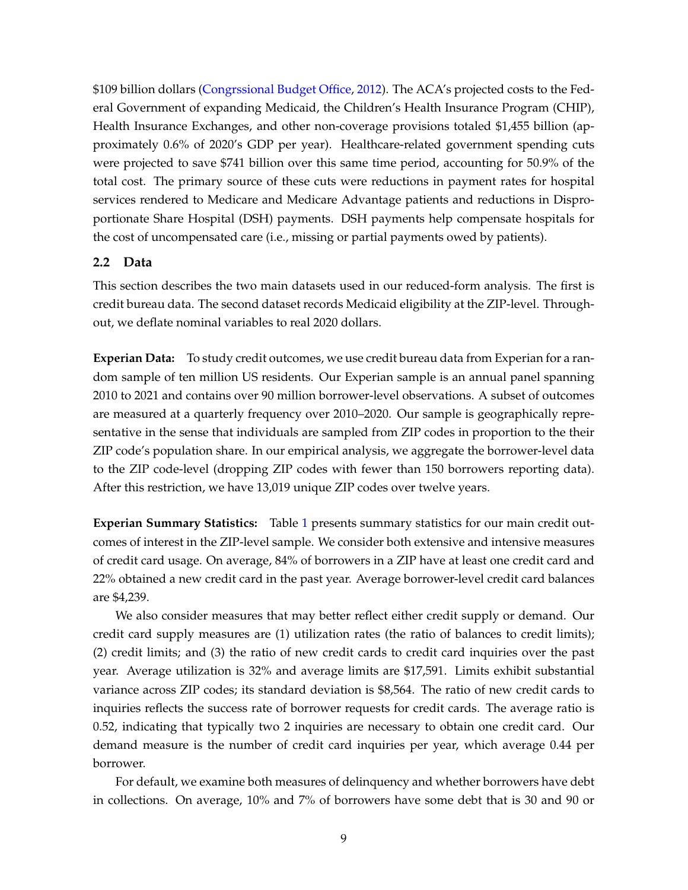$109 billion dollars (Congrssional Budget Office, 2012). The ACA's projected costs to the Federal Government of expanding Medicaid, the Children's Health Insurance Program (CHIP), Health Insurance Exchanges, and other non-coverage provisions totaled $1,455 billion (approximately 0.6% of 2020's GDP per year). Healthcare-related government spending cuts were projected to save $741 billion over this same time period, accounting for 50.9% of the total cost. The primary source of these cuts were reductions in payment rates for hospital services rendered to Medicare and Medicare Advantage patients and reductions in Disproportionate Share Hospital (DSH) payments. DSH payments help compensate hospitals for the cost of uncompensated care (i.e., missing or partial payments owed by patients).

### 2.2 Data

This section describes the two main datasets used in our reduced-form analysis. The first is credit bureau data. The second dataset records Medicaid eligibility at the ZIP-level. Throughout, we deflate nominal variables to real 2020 dollars.

**Experian Data:** To study credit outcomes, we use credit bureau data from Experian for a random sample of ten million US residents. Our Experian sample is an annual panel spanning 2010 to 2021 and contains over 90 million borrower-level observations. A subset of outcomes are measured at a quarterly frequency over 2010–2020. Our sample is geographically representative in the sense that individuals are sampled from ZIP codes in proportion to the their ZIP code's population share. In our empirical analysis, we aggregate the borrower-level data to the ZIP code-level (dropping ZIP codes with fewer than 150 borrowers reporting data). After this restriction, we have 13,019 unique ZIP codes over twelve years.

**Experian Summary Statistics:** Table 1 presents summary statistics for our main credit outcomes of interest in the ZIP-level sample. We consider both extensive and intensive measures of credit card usage. On average, 84% of borrowers in a ZIP have at least one credit card and 22% obtained a new credit card in the past year. Average borrower-level credit card balances are $4,239.

We also consider measures that may better reflect either credit supply or demand. Our credit card supply measures are (1) utilization rates (the ratio of balances to credit limits); (2) credit limits; and (3) the ratio of new credit cards to credit card inquiries over the past year. Average utilization is 32% and average limits are $17,591. Limits exhibit substantial variance across ZIP codes; its standard deviation is $8,564. The ratio of new credit cards to inquiries reflects the success rate of borrower requests for credit cards. The average ratio is 0.52, indicating that typically two 2 inquiries are necessary to obtain one credit card. Our demand measure is the number of credit card inquiries per year, which average 0.44 per borrower.

For default, we examine both measures of delinquency and whether borrowers have debt in collections. On average, 10% and 7% of borrowers have some debt that is 30 and 90 or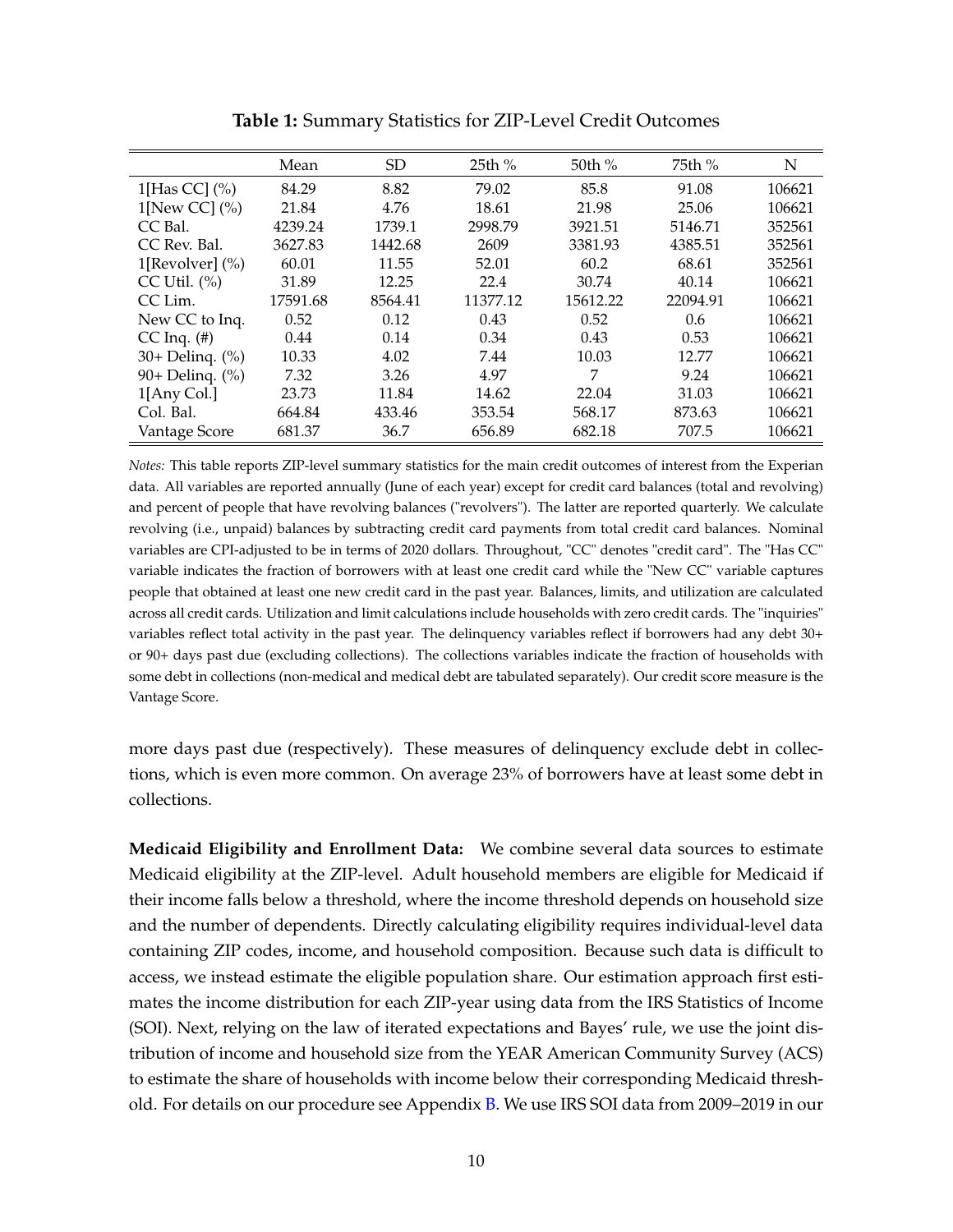**Table 1:** Summary Statistics for ZIP-Level Credit Outcomes

| | Mean | SD | 25th % | 50th % | 75th % | N |
|---|---|---|---|---|---|---|
| 1[Has CC] (%) | 84.29 | 8.82 | 79.02 | 85.8 | 91.08 | 106621 |
| 1[New CC] (%) | 21.84 | 4.76 | 18.61 | 21.98 | 25.06 | 106621 |
| CC Bal. | 4239.24 | 1739.1 | 2998.79 | 3921.51 | 5146.71 | 352561 |
| CC Rev. Bal. | 3627.83 | 1442.68 | 2609 | 3381.93 | 4385.51 | 352561 |
| 1[Revolver] (%) | 60.01 | 11.55 | 52.01 | 60.2 | 68.61 | 352561 |
| CC Util. (%) | 31.89 | 12.25 | 22.4 | 30.74 | 40.14 | 106621 |
| CC Lim. | 17591.68 | 8564.41 | 11377.12 | 15612.22 | 22094.91 | 106621 |
| New CC to Inq. | 0.52 | 0.12 | 0.43 | 0.52 | 0.6 | 106621 |
| CC Inq. (#) | 0.44 | 0.14 | 0.34 | 0.43 | 0.53 | 106621 |
| 30+ Delinq. (%) | 10.33 | 4.02 | 7.44 | 10.03 | 12.77 | 106621 |
| 90+ Delinq. (%) | 7.32 | 3.26 | 4.97 | 7 | 9.24 | 106621 |
| 1[Any Col.] | 23.73 | 11.84 | 14.62 | 22.04 | 31.03 | 106621 |
| Col. Bal. | 664.84 | 433.46 | 353.54 | 568.17 | 873.63 | 106621 |
| Vantage Score | 681.37 | 36.7 | 656.89 | 682.18 | 707.5 | 106621 |

*Notes:* This table reports ZIP-level summary statistics for the main credit outcomes of interest from the Experian data. All variables are reported annually (June of each year) except for credit card balances (total and revolving) and percent of people that have revolving balances ("revolvers"). The latter are reported quarterly. We calculate revolving (i.e., unpaid) balances by subtracting credit card payments from total credit card balances. Nominal variables are CPI-adjusted to be in terms of 2020 dollars. Throughout, "CC" denotes "credit card". The "Has CC" variable indicates the fraction of borrowers with at least one credit card while the "New CC" variable captures people that obtained at least one new credit card in the past year. Balances, limits, and utilization are calculated across all credit cards. Utilization and limit calculations include households with zero credit cards. The "inquiries" variables reflect total activity in the past year. The delinquency variables reflect if borrowers had any debt 30+ or 90+ days past due (excluding collections). The collections variables indicate the fraction of households with some debt in collections (non-medical and medical debt are tabulated separately). Our credit score measure is the Vantage Score.

more days past due (respectively). These measures of delinquency exclude debt in collections, which is even more common. On average 23% of borrowers have at least some debt in collections.

**Medicaid Eligibility and Enrollment Data:** We combine several data sources to estimate Medicaid eligibility at the ZIP-level. Adult household members are eligible for Medicaid if their income falls below a threshold, where the income threshold depends on household size and the number of dependents. Directly calculating eligibility requires individual-level data containing ZIP codes, income, and household composition. Because such data is difficult to access, we instead estimate the eligible population share. Our estimation approach first estimates the income distribution for each ZIP-year using data from the IRS Statistics of Income (SOI). Next, relying on the law of iterated expectations and Bayes' rule, we use the joint distribution of income and household size from the YEAR American Community Survey (ACS) to estimate the share of households with income below their corresponding Medicaid threshold. For details on our procedure see Appendix B. We use IRS SOI data from 2009–2019 in our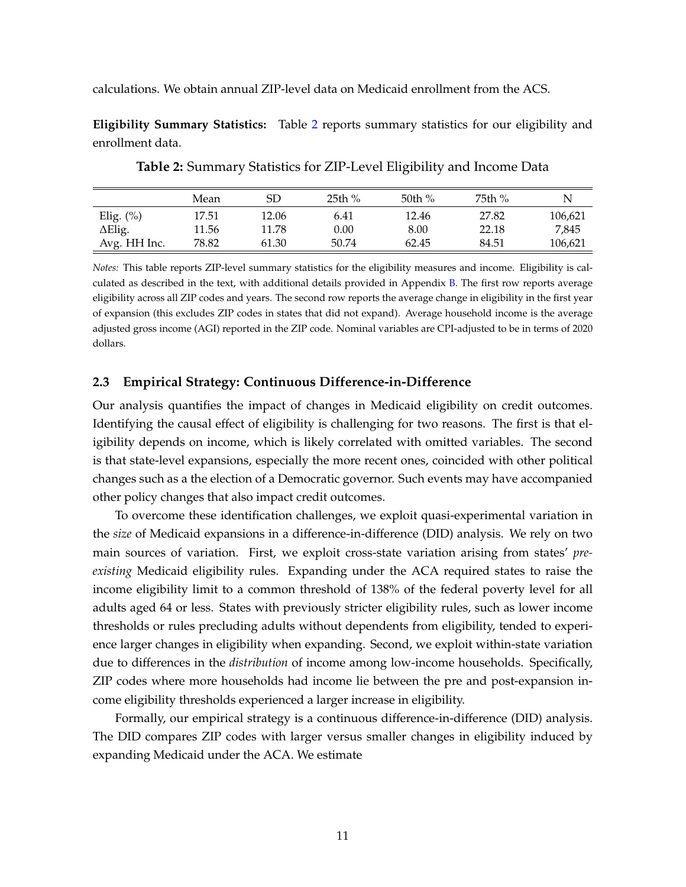calculations. We obtain annual ZIP-level data on Medicaid enrollment from the ACS.

**Eligibility Summary Statistics:** Table 2 reports summary statistics for our eligibility and enrollment data.

**Table 2:** Summary Statistics for ZIP-Level Eligibility and Income Data

| | Mean | SD | 25th % | 50th % | 75th % | N |
|---|---|---|---|---|---|---|
| Elig. (%) | 17.51 | 12.06 | 6.41 | 12.46 | 27.82 | 106,621 |
| ΔElig. | 11.56 | 11.78 | 0.00 | 8.00 | 22.18 | 7,845 |
| Avg. HH Inc. | 78.82 | 61.30 | 50.74 | 62.45 | 84.51 | 106,621 |

*Notes:* This table reports ZIP-level summary statistics for the eligibility measures and income. Eligibility is calculated as described in the text, with additional details provided in Appendix B. The first row reports average eligibility across all ZIP codes and years. The second row reports the average change in eligibility in the first year of expansion (this excludes ZIP codes in states that did not expand). Average household income is the average adjusted gross income (AGI) reported in the ZIP code. Nominal variables are CPI-adjusted to be in terms of 2020 dollars.

### 2.3 Empirical Strategy: Continuous Difference-in-Difference

Our analysis quantifies the impact of changes in Medicaid eligibility on credit outcomes. Identifying the causal effect of eligibility is challenging for two reasons. The first is that eligibility depends on income, which is likely correlated with omitted variables. The second is that state-level expansions, especially the more recent ones, coincided with other political changes such as a the election of a Democratic governor. Such events may have accompanied other policy changes that also impact credit outcomes.

To overcome these identification challenges, we exploit quasi-experimental variation in the *size* of Medicaid expansions in a difference-in-difference (DID) analysis. We rely on two main sources of variation. First, we exploit cross-state variation arising from states' *pre-existing* Medicaid eligibility rules. Expanding under the ACA required states to raise the income eligibility limit to a common threshold of 138% of the federal poverty level for all adults aged 64 or less. States with previously stricter eligibility rules, such as lower income thresholds or rules precluding adults without dependents from eligibility, tended to experience larger changes in eligibility when expanding. Second, we exploit within-state variation due to differences in the *distribution* of income among low-income households. Specifically, ZIP codes where more households had income lie between the pre and post-expansion income eligibility thresholds experienced a larger increase in eligibility.

Formally, our empirical strategy is a continuous difference-in-difference (DID) analysis. The DID compares ZIP codes with larger versus smaller changes in eligibility induced by expanding Medicaid under the ACA. We estimate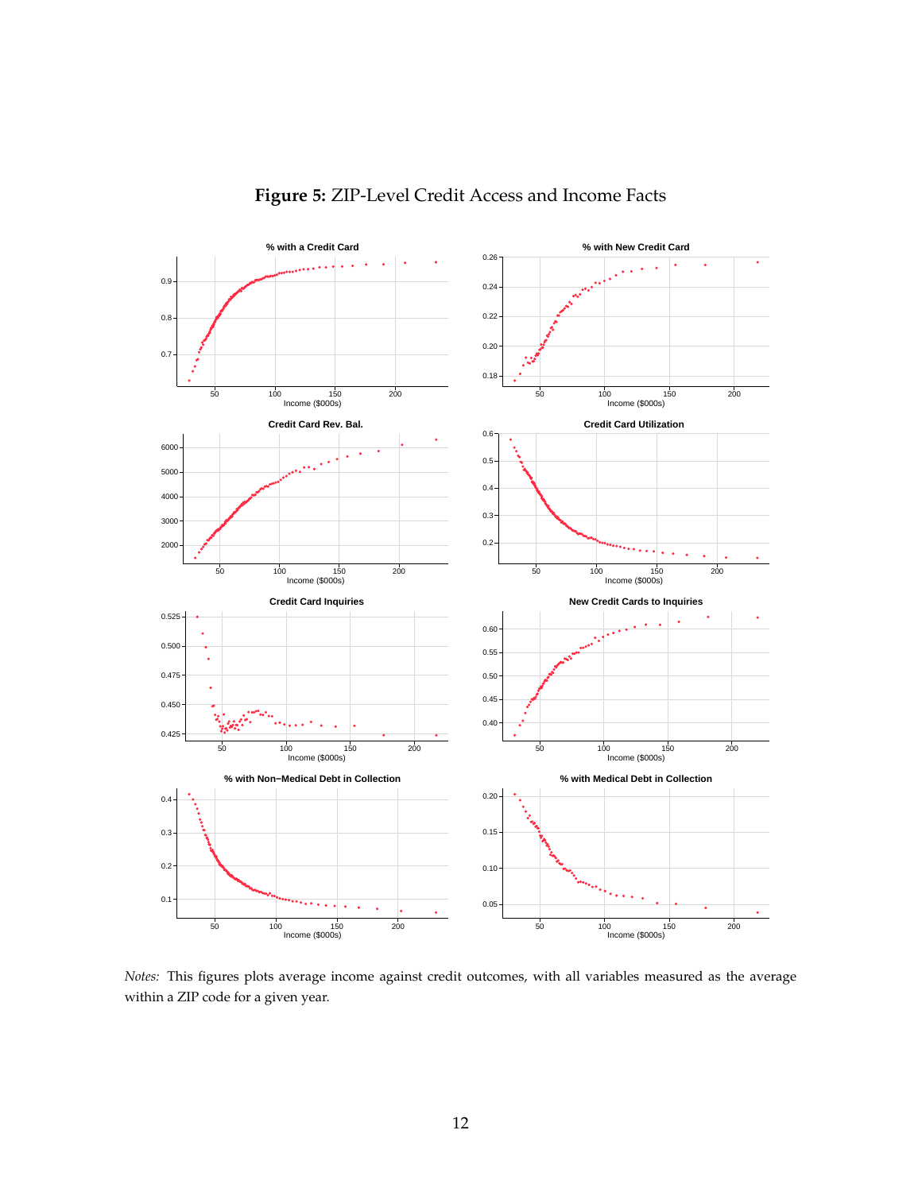**Figure 5:** ZIP-Level Credit Access and Income Facts

*Notes:* This figures plots average income against credit outcomes, with all variables measured as the average within a ZIP code for a given year.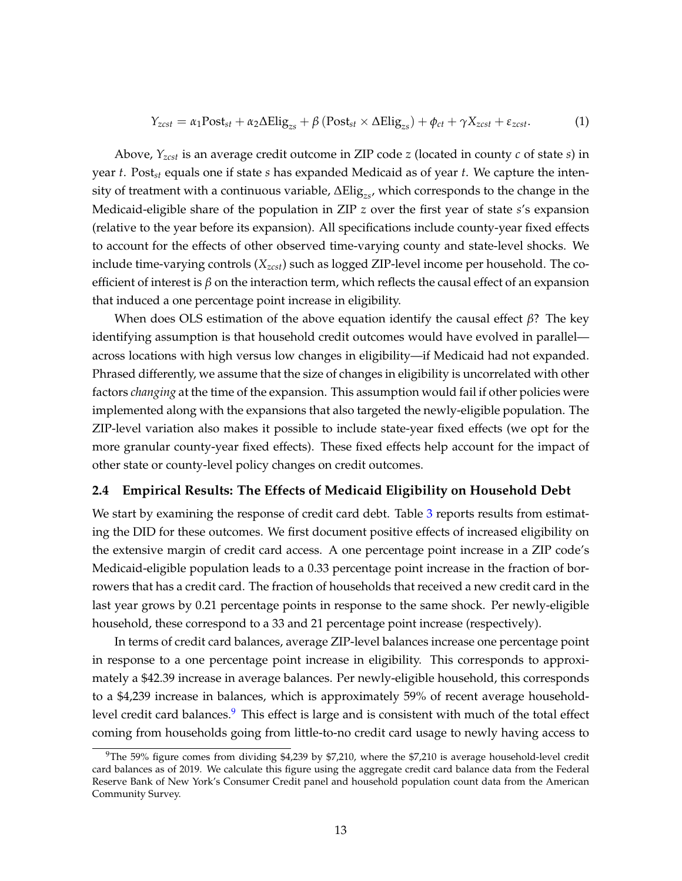$$Y_{zcst} = \alpha_1 \text{Post}_{st} + \alpha_2 \Delta\text{Elig}_{zs} + \beta \left(\text{Post}_{st} \times \Delta\text{Elig}_{zs}\right) + \phi_{ct} + \gamma X_{zcst} + \varepsilon_{zcst}. \tag{1}$$

Above, $Y_{zcst}$ is an average credit outcome in ZIP code $z$ (located in county $c$ of state $s$) in year $t$. $\text{Post}_{st}$ equals one if state $s$ has expanded Medicaid as of year $t$. We capture the intensity of treatment with a continuous variable, $\Delta\text{Elig}_{zs}$, which corresponds to the change in the Medicaid-eligible share of the population in ZIP $z$ over the first year of state $s$'s expansion (relative to the year before its expansion). All specifications include county-year fixed effects to account for the effects of other observed time-varying county and state-level shocks. We include time-varying controls ($X_{zcst}$) such as logged ZIP-level income per household. The coefficient of interest is $\beta$ on the interaction term, which reflects the causal effect of an expansion that induced a one percentage point increase in eligibility.

When does OLS estimation of the above equation identify the causal effect $\beta$? The key identifying assumption is that household credit outcomes would have evolved in parallel—across locations with high versus low changes in eligibility—if Medicaid had not expanded. Phrased differently, we assume that the size of changes in eligibility is uncorrelated with other factors *changing* at the time of the expansion. This assumption would fail if other policies were implemented along with the expansions that also targeted the newly-eligible population. The ZIP-level variation also makes it possible to include state-year fixed effects (we opt for the more granular county-year fixed effects). These fixed effects help account for the impact of other state or county-level policy changes on credit outcomes.

### 2.4 Empirical Results: The Effects of Medicaid Eligibility on Household Debt

We start by examining the response of credit card debt. Table 3 reports results from estimating the DID for these outcomes. We first document positive effects of increased eligibility on the extensive margin of credit card access. A one percentage point increase in a ZIP code's Medicaid-eligible population leads to a 0.33 percentage point increase in the fraction of borrowers that has a credit card. The fraction of households that received a new credit card in the last year grows by 0.21 percentage points in response to the same shock. Per newly-eligible household, these correspond to a 33 and 21 percentage point increase (respectively).

In terms of credit card balances, average ZIP-level balances increase one percentage point in response to a one percentage point increase in eligibility. This corresponds to approximately a $42.39 increase in average balances. Per newly-eligible household, this corresponds to a $4,239 increase in balances, which is approximately 59% of recent average household-level credit card balances.[9] This effect is large and is consistent with much of the total effect coming from households going from little-to-no credit card usage to newly having access to

[9]The 59% figure comes from dividing $4,239 by $7,210, where the $7,210 is average household-level credit card balances as of 2019. We calculate this figure using the aggregate credit card balance data from the Federal Reserve Bank of New York's Consumer Credit panel and household population count data from the American Community Survey.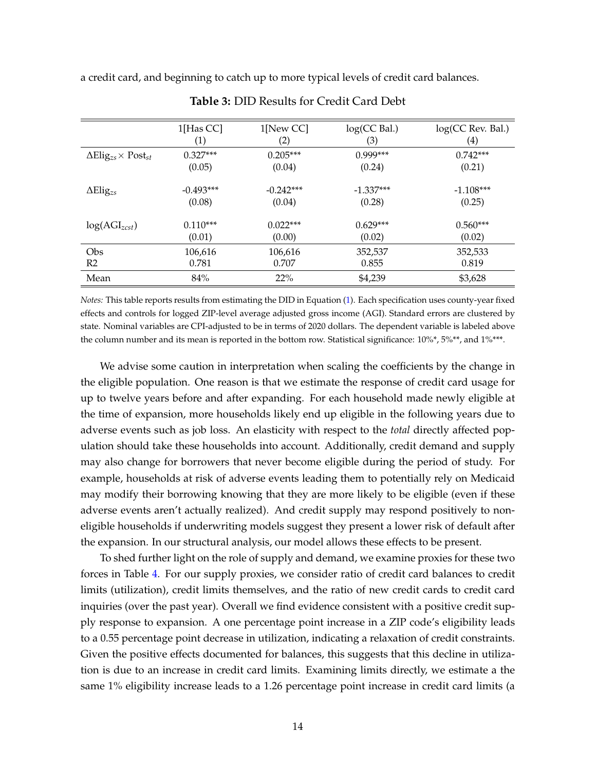a credit card, and beginning to catch up to more typical levels of credit card balances.

**Table 3:** DID Results for Credit Card Debt

| | 1[Has CC] | 1[New CC] | log(CC Bal.) | log(CC Rev. Bal.) |
|---|---|---|---|---|
| | (1) | (2) | (3) | (4) |
| $\Delta\text{Elig}_{zs} \times \text{Post}_{st}$ | 0.327*** | 0.205*** | 0.999*** | 0.742*** |
| | (0.05) | (0.04) | (0.24) | (0.21) |
| $\Delta\text{Elig}_{zs}$ | -0.493*** | -0.242*** | -1.337*** | -1.108*** |
| | (0.08) | (0.04) | (0.28) | (0.25) |
| $\log(\text{AGI}_{zcst})$ | 0.110*** | 0.022*** | 0.629*** | 0.560*** |
| | (0.01) | (0.00) | (0.02) | (0.02) |
| Obs | 106,616 | 106,616 | 352,537 | 352,533 |
| R2 | 0.781 | 0.707 | 0.855 | 0.819 |
| Mean | 84% | 22% | $4,239 | $3,628 |

*Notes:* This table reports results from estimating the DID in Equation (1). Each specification uses county-year fixed effects and controls for logged ZIP-level average adjusted gross income (AGI). Standard errors are clustered by state. Nominal variables are CPI-adjusted to be in terms of 2020 dollars. The dependent variable is labeled above the column number and its mean is reported in the bottom row. Statistical significance: 10%*, 5%**, and 1%***.

We advise some caution in interpretation when scaling the coefficients by the change in the eligible population. One reason is that we estimate the response of credit card usage for up to twelve years before and after expanding. For each household made newly eligible at the time of expansion, more households likely end up eligible in the following years due to adverse events such as job loss. An elasticity with respect to the *total* directly affected population should take these households into account. Additionally, credit demand and supply may also change for borrowers that never become eligible during the period of study. For example, households at risk of adverse events leading them to potentially rely on Medicaid may modify their borrowing knowing that they are more likely to be eligible (even if these adverse events aren't actually realized). And credit supply may respond positively to non-eligible households if underwriting models suggest they present a lower risk of default after the expansion. In our structural analysis, our model allows these effects to be present.

To shed further light on the role of supply and demand, we examine proxies for these two forces in Table 4. For our supply proxies, we consider ratio of credit card balances to credit limits (utilization), credit limits themselves, and the ratio of new credit cards to credit card inquiries (over the past year). Overall we find evidence consistent with a positive credit supply response to expansion. A one percentage point increase in a ZIP code's eligibility leads to a 0.55 percentage point decrease in utilization, indicating a relaxation of credit constraints. Given the positive effects documented for balances, this suggests that this decline in utilization is due to an increase in credit card limits. Examining limits directly, we estimate a the same 1% eligibility increase leads to a 1.26 percentage point increase in credit card limits (a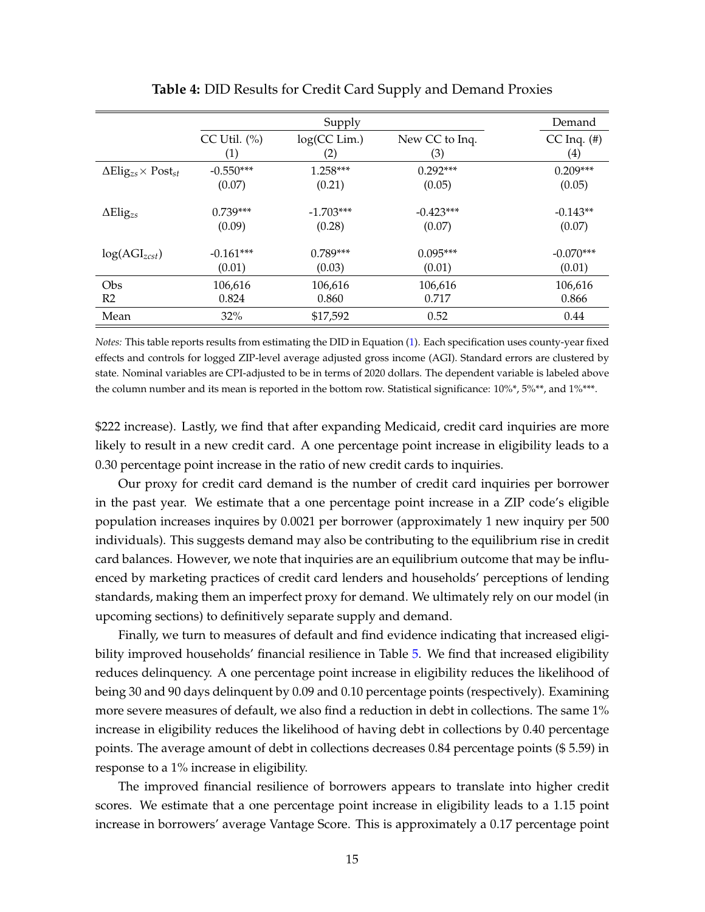**Table 4:** DID Results for Credit Card Supply and Demand Proxies

| | Supply | | | Demand |
|---|---|---|---|---|
| | CC Util. (%) | log(CC Lim.) | New CC to Inq. | CC Inq. (#) |
| | (1) | (2) | (3) | (4) |
| $\Delta \text{Elig}_{zs} \times \text{Post}_{st}$ | -0.550*** | 1.258*** | 0.292*** | 0.209*** |
| | (0.07) | (0.21) | (0.05) | (0.05) |
| $\Delta \text{Elig}_{zs}$ | 0.739*** | -1.703*** | -0.423*** | -0.143** |
| | (0.09) | (0.28) | (0.07) | (0.07) |
| $\log(\text{AGI}_{zcst})$ | -0.161*** | 0.789*** | 0.095*** | -0.070*** |
| | (0.01) | (0.03) | (0.01) | (0.01) |
| Obs | 106,616 | 106,616 | 106,616 | 106,616 |
| R2 | 0.824 | 0.860 | 0.717 | 0.866 |
| Mean | 32% | $17,592 | 0.52 | 0.44 |

*Notes:* This table reports results from estimating the DID in Equation (1). Each specification uses county-year fixed effects and controls for logged ZIP-level average adjusted gross income (AGI). Standard errors are clustered by state. Nominal variables are CPI-adjusted to be in terms of 2020 dollars. The dependent variable is labeled above the column number and its mean is reported in the bottom row. Statistical significance: 10%*, 5%**, and 1%***.

$222 increase). Lastly, we find that after expanding Medicaid, credit card inquiries are more likely to result in a new credit card. A one percentage point increase in eligibility leads to a 0.30 percentage point increase in the ratio of new credit cards to inquiries.

Our proxy for credit card demand is the number of credit card inquiries per borrower in the past year. We estimate that a one percentage point increase in a ZIP code's eligible population increases inquires by 0.0021 per borrower (approximately 1 new inquiry per 500 individuals). This suggests demand may also be contributing to the equilibrium rise in credit card balances. However, we note that inquiries are an equilibrium outcome that may be influenced by marketing practices of credit card lenders and households' perceptions of lending standards, making them an imperfect proxy for demand. We ultimately rely on our model (in upcoming sections) to definitively separate supply and demand.

Finally, we turn to measures of default and find evidence indicating that increased eligibility improved households' financial resilience in Table 5. We find that increased eligibility reduces delinquency. A one percentage point increase in eligibility reduces the likelihood of being 30 and 90 days delinquent by 0.09 and 0.10 percentage points (respectively). Examining more severe measures of default, we also find a reduction in debt in collections. The same 1% increase in eligibility reduces the likelihood of having debt in collections by 0.40 percentage points. The average amount of debt in collections decreases 0.84 percentage points ($ 5.59) in response to a 1% increase in eligibility.

The improved financial resilience of borrowers appears to translate into higher credit scores. We estimate that a one percentage point increase in eligibility leads to a 1.15 point increase in borrowers' average Vantage Score. This is approximately a 0.17 percentage point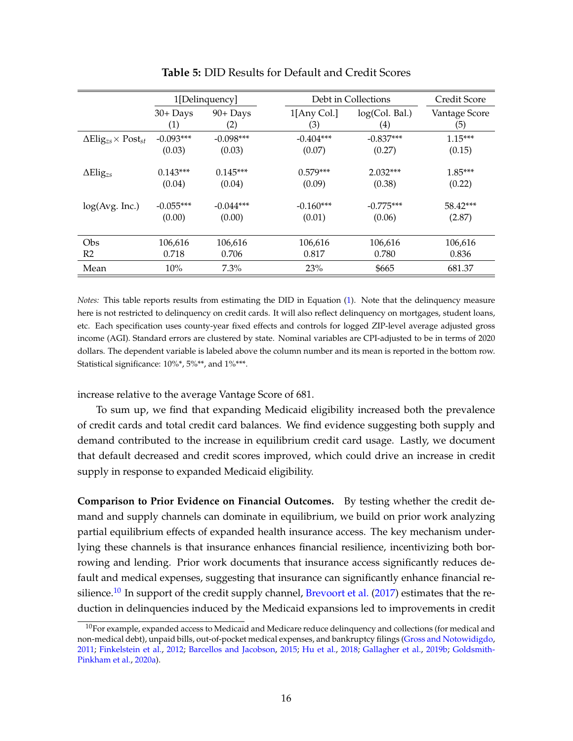**Table 5:** DID Results for Default and Credit Scores

| | 1[Delinquency] | | Debt in Collections | | Credit Score |
|---|---|---|---|---|---|
| | 30+ Days | 90+ Days | 1[Any Col.] | log(Col. Bal.) | Vantage Score |
| | (1) | (2) | (3) | (4) | (5) |
| $\Delta\text{Elig}_{zs} \times \text{Post}_{st}$ | -0.093*** | -0.098*** | -0.404*** | -0.837*** | 1.15*** |
| | (0.03) | (0.03) | (0.07) | (0.27) | (0.15) |
| $\Delta\text{Elig}_{zs}$ | 0.143*** | 0.145*** | 0.579*** | 2.032*** | 1.85*** |
| | (0.04) | (0.04) | (0.09) | (0.38) | (0.22) |
| log(Avg. Inc.) | -0.055*** | -0.044*** | -0.160*** | -0.775*** | 58.42*** |
| | (0.00) | (0.00) | (0.01) | (0.06) | (2.87) |
| Obs | 106,616 | 106,616 | 106,616 | 106,616 | 106,616 |
| R2 | 0.718 | 0.706 | 0.817 | 0.780 | 0.836 |
| Mean | 10% | 7.3% | 23% | $665 | 681.37 |

*Notes:* This table reports results from estimating the DID in Equation (1). Note that the delinquency measure here is not restricted to delinquency on credit cards. It will also reflect delinquency on mortgages, student loans, etc. Each specification uses county-year fixed effects and controls for logged ZIP-level average adjusted gross income (AGI). Standard errors are clustered by state. Nominal variables are CPI-adjusted to be in terms of 2020 dollars. The dependent variable is labeled above the column number and its mean is reported in the bottom row. Statistical significance: 10%*, 5%**, and 1%***.

increase relative to the average Vantage Score of 681.

To sum up, we find that expanding Medicaid eligibility increased both the prevalence of credit cards and total credit card balances. We find evidence suggesting both supply and demand contributed to the increase in equilibrium credit card usage. Lastly, we document that default decreased and credit scores improved, which could drive an increase in credit supply in response to expanded Medicaid eligibility.

**Comparison to Prior Evidence on Financial Outcomes.** By testing whether the credit demand and supply channels can dominate in equilibrium, we build on prior work analyzing partial equilibrium effects of expanded health insurance access. The key mechanism underlying these channels is that insurance enhances financial resilience, incentivizing both borrowing and lending. Prior work documents that insurance access significantly reduces default and medical expenses, suggesting that insurance can significantly enhance financial resilience.[10] In support of the credit supply channel, Brevoort et al. (2017) estimates that the reduction in delinquencies induced by the Medicaid expansions led to improvements in credit

[10]For example, expanded access to Medicaid and Medicare reduce delinquency and collections (for medical and non-medical debt), unpaid bills, out-of-pocket medical expenses, and bankruptcy filings (Gross and Notowidigdo, 2011; Finkelstein et al., 2012; Barcellos and Jacobson, 2015; Hu et al., 2018; Gallagher et al., 2019b; Goldsmith-Pinkham et al., 2020a).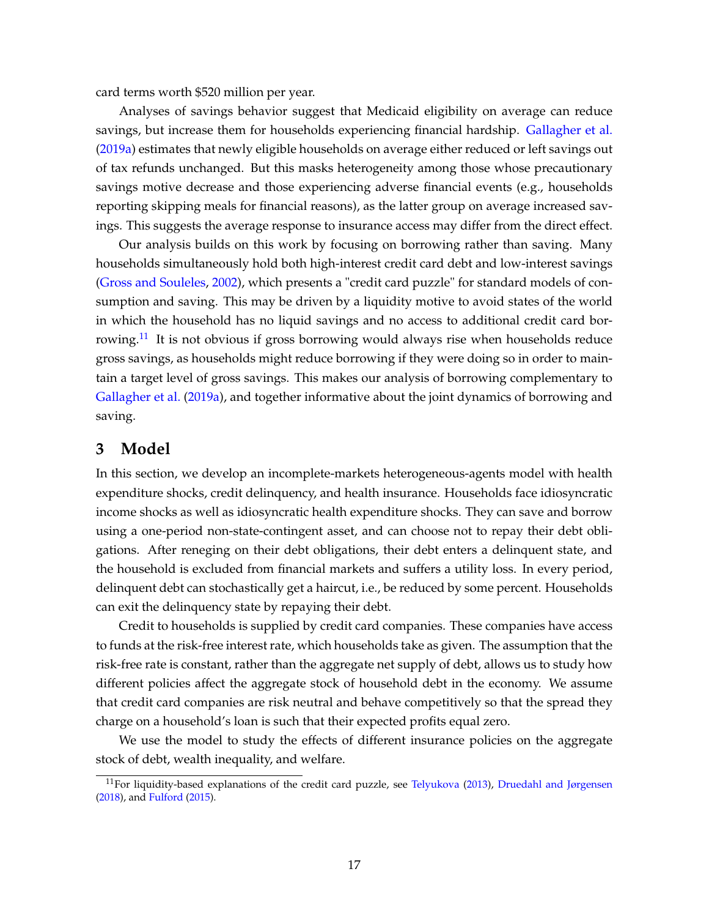card terms worth $520 million per year.

Analyses of savings behavior suggest that Medicaid eligibility on average can reduce savings, but increase them for households experiencing financial hardship. Gallagher et al. (2019a) estimates that newly eligible households on average either reduced or left savings out of tax refunds unchanged. But this masks heterogeneity among those whose precautionary savings motive decrease and those experiencing adverse financial events (e.g., households reporting skipping meals for financial reasons), as the latter group on average increased savings. This suggests the average response to insurance access may differ from the direct effect.

Our analysis builds on this work by focusing on borrowing rather than saving. Many households simultaneously hold both high-interest credit card debt and low-interest savings (Gross and Souleles, 2002), which presents a "credit card puzzle" for standard models of consumption and saving. This may be driven by a liquidity motive to avoid states of the world in which the household has no liquid savings and no access to additional credit card borrowing.[11] It is not obvious if gross borrowing would always rise when households reduce gross savings, as households might reduce borrowing if they were doing so in order to maintain a target level of gross savings. This makes our analysis of borrowing complementary to Gallagher et al. (2019a), and together informative about the joint dynamics of borrowing and saving.

# 3 Model

In this section, we develop an incomplete-markets heterogeneous-agents model with health expenditure shocks, credit delinquency, and health insurance. Households face idiosyncratic income shocks as well as idiosyncratic health expenditure shocks. They can save and borrow using a one-period non-state-contingent asset, and can choose not to repay their debt obligations. After reneging on their debt obligations, their debt enters a delinquent state, and the household is excluded from financial markets and suffers a utility loss. In every period, delinquent debt can stochastically get a haircut, i.e., be reduced by some percent. Households can exit the delinquency state by repaying their debt.

Credit to households is supplied by credit card companies. These companies have access to funds at the risk-free interest rate, which households take as given. The assumption that the risk-free rate is constant, rather than the aggregate net supply of debt, allows us to study how different policies affect the aggregate stock of household debt in the economy. We assume that credit card companies are risk neutral and behave competitively so that the spread they charge on a household's loan is such that their expected profits equal zero.

We use the model to study the effects of different insurance policies on the aggregate stock of debt, wealth inequality, and welfare.

[11] For liquidity-based explanations of the credit card puzzle, see Telyukova (2013), Druedahl and Jørgensen (2018), and Fulford (2015).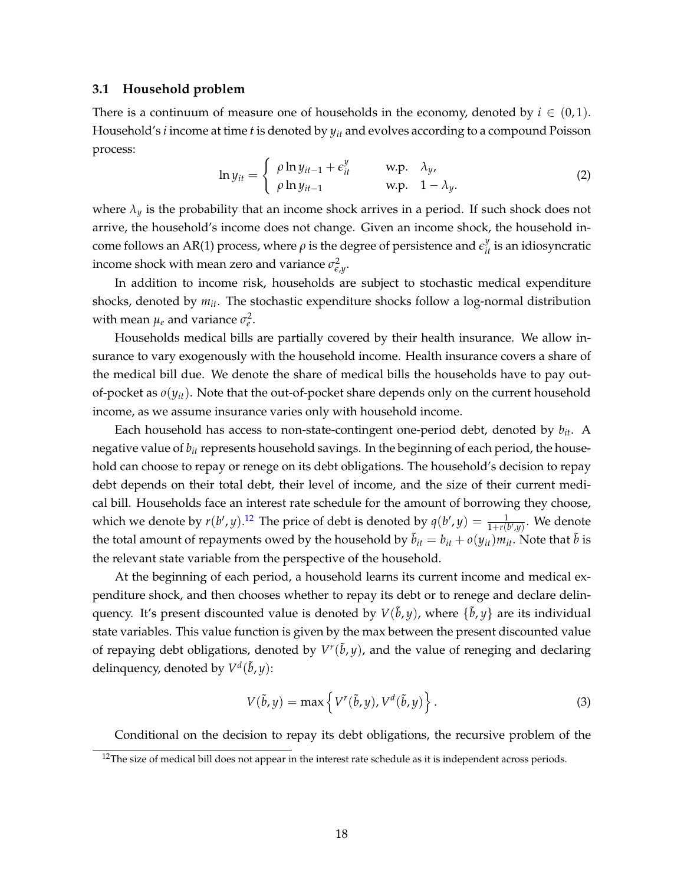### 3.1 Household problem

There is a continuum of measure one of households in the economy, denoted by $i \in (0, 1)$. Household's $i$ income at time $t$ is denoted by $y_{it}$ and evolves according to a compound Poisson process:

$$
\ln y_{it} = \begin{cases} \rho \ln y_{it-1} + \epsilon_{it}^{y} & \text{w.p.} \quad \lambda_y, \\ \rho \ln y_{it-1} & \text{w.p.} \quad 1 - \lambda_y. \end{cases} \tag{2}
$$

where $\lambda_y$ is the probability that an income shock arrives in a period. If such shock does not arrive, the household's income does not change. Given an income shock, the household income follows an AR(1) process, where $\rho$ is the degree of persistence and $\epsilon_{it}^{y}$ is an idiosyncratic income shock with mean zero and variance $\sigma_{\epsilon,y}^2$.

In addition to income risk, households are subject to stochastic medical expenditure shocks, denoted by $m_{it}$. The stochastic expenditure shocks follow a log-normal distribution with mean $\mu_e$ and variance $\sigma_e^2$.

Households medical bills are partially covered by their health insurance. We allow insurance to vary exogenously with the household income. Health insurance covers a share of the medical bill due. We denote the share of medical bills the households have to pay out-of-pocket as $o(y_{it})$. Note that the out-of-pocket share depends only on the current household income, as we assume insurance varies only with household income.

Each household has access to non-state-contingent one-period debt, denoted by $b_{it}$. A negative value of $b_{it}$ represents household savings. In the beginning of each period, the household can choose to repay or renege on its debt obligations. The household's decision to repay debt depends on their total debt, their level of income, and the size of their current medical bill. Households face an interest rate schedule for the amount of borrowing they choose, which we denote by $r(b', y)$.[12] The price of debt is denoted by $q(b', y) = \frac{1}{1+r(b',y)}$. We denote the total amount of repayments owed by the household by $\tilde{b}_{it} = b_{it} + o(y_{it})m_{it}$. Note that $\tilde{b}$ is the relevant state variable from the perspective of the household.

At the beginning of each period, a household learns its current income and medical expenditure shock, and then chooses whether to repay its debt or to renege and declare delinquency. It's present discounted value is denoted by $V(\tilde{b}, y)$, where $\{\tilde{b}, y\}$ are its individual state variables. This value function is given by the max between the present discounted value of repaying debt obligations, denoted by $V^r(\tilde{b}, y)$, and the value of reneging and declaring delinquency, denoted by $V^d(\tilde{b}, y)$:

$$
V(\tilde{b}, y) = \max \left\{ V^r(\tilde{b}, y), V^d(\tilde{b}, y) \right\}. \tag{3}
$$

Conditional on the decision to repay its debt obligations, the recursive problem of the

[12] The size of medical bill does not appear in the interest rate schedule as it is independent across periods.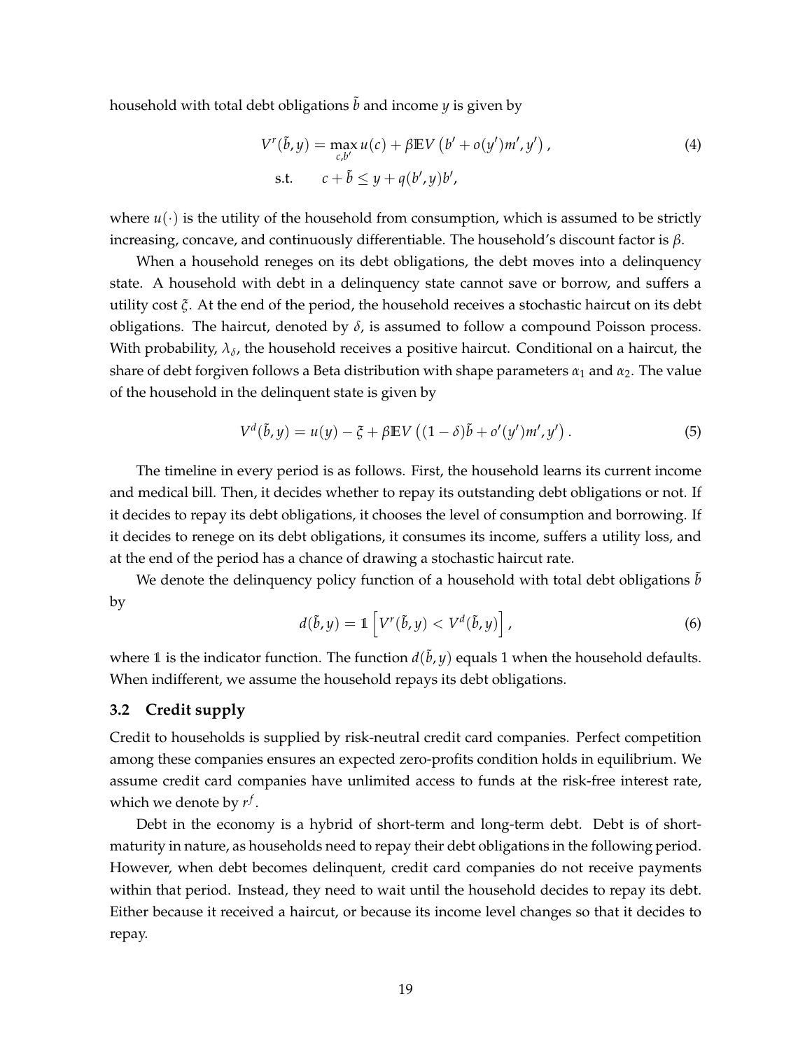household with total debt obligations $\tilde{b}$ and income $y$ is given by

$$V^r(\tilde{b}, y) = \max_{c,b'} u(c) + \beta \mathbb{E} V\left(b' + o(y')m', y'\right), \tag{4}$$
$$\text{s.t.} \qquad c + \tilde{b} \leq y + q(b', y)b',$$

where $u(\cdot)$ is the utility of the household from consumption, which is assumed to be strictly increasing, concave, and continuously differentiable. The household's discount factor is $\beta$.

When a household reneges on its debt obligations, the debt moves into a delinquency state. A household with debt in a delinquency state cannot save or borrow, and suffers a utility cost $\xi$. At the end of the period, the household receives a stochastic haircut on its debt obligations. The haircut, denoted by $\delta$, is assumed to follow a compound Poisson process. With probability, $\lambda_\delta$, the household receives a positive haircut. Conditional on a haircut, the share of debt forgiven follows a Beta distribution with shape parameters $\alpha_1$ and $\alpha_2$. The value of the household in the delinquent state is given by

$$V^d(\tilde{b}, y) = u(y) - \xi + \beta \mathbb{E} V\left((1-\delta)\tilde{b} + o'(y')m', y'\right). \tag{5}$$

The timeline in every period is as follows. First, the household learns its current income and medical bill. Then, it decides whether to repay its outstanding debt obligations or not. If it decides to repay its debt obligations, it chooses the level of consumption and borrowing. If it decides to renege on its debt obligations, it consumes its income, suffers a utility loss, and at the end of the period has a chance of drawing a stochastic haircut rate.

We denote the delinquency policy function of a household with total debt obligations $\tilde{b}$ by

$$d(\tilde{b}, y) = \mathbb{1}\left[V^r(\tilde{b}, y) < V^d(\tilde{b}, y)\right], \tag{6}$$

where $\mathbb{1}$ is the indicator function. The function $d(\tilde{b}, y)$ equals 1 when the household defaults. When indifferent, we assume the household repays its debt obligations.

### 3.2 Credit supply

Credit to households is supplied by risk-neutral credit card companies. Perfect competition among these companies ensures an expected zero-profits condition holds in equilibrium. We assume credit card companies have unlimited access to funds at the risk-free interest rate, which we denote by $r^f$.

Debt in the economy is a hybrid of short-term and long-term debt. Debt is of short-maturity in nature, as households need to repay their debt obligations in the following period. However, when debt becomes delinquent, credit card companies do not receive payments within that period. Instead, they need to wait until the household decides to repay its debt. Either because it received a haircut, or because its income level changes so that it decides to repay.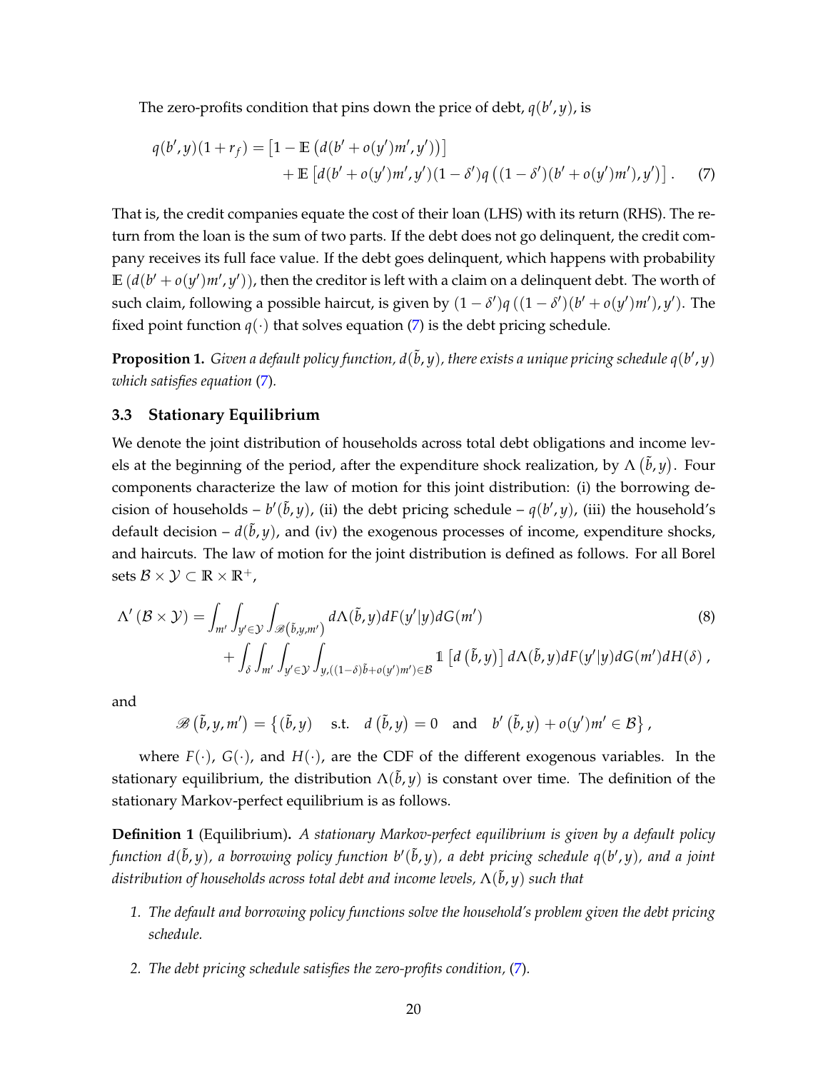The zero-profits condition that pins down the price of debt, $q(b', y)$, is

$$
\begin{aligned}
q(b', y)(1 + r_f) = &\left[1 - \mathbb{E}\left(d(b' + o(y')m', y')\right)\right] \\
&+ \mathbb{E}\left[d(b' + o(y')m', y')(1 - \delta')q\left((1 - \delta')(b' + o(y')m'), y'\right)\right]. \qquad (7)
\end{aligned}
$$

That is, the credit companies equate the cost of their loan (LHS) with its return (RHS). The return from the loan is the sum of two parts. If the debt does not go delinquent, the credit company receives its full face value. If the debt goes delinquent, which happens with probability $\mathbb{E}\left(d(b' + o(y')m', y')\right)$, then the creditor is left with a claim on a delinquent debt. The worth of such claim, following a possible haircut, is given by $(1 - \delta')q\left((1 - \delta')(b' + o(y')m'), y'\right)$. The fixed point function $q(\cdot)$ that solves equation (7) is the debt pricing schedule.

**Proposition 1.** *Given a default policy function, $d(\tilde{b}, y)$, there exists a unique pricing schedule $q(b', y)$ which satisfies equation (7).*

### 3.3 Stationary Equilibrium

We denote the joint distribution of households across total debt obligations and income levels at the beginning of the period, after the expenditure shock realization, by $\Lambda\left(\tilde{b}, y\right)$. Four components characterize the law of motion for this joint distribution: (i) the borrowing decision of households – $b'(\tilde{b}, y)$, (ii) the debt pricing schedule – $q(b', y)$, (iii) the household's default decision – $d(\tilde{b}, y)$, and (iv) the exogenous processes of income, expenditure shocks, and haircuts. The law of motion for the joint distribution is defined as follows. For all Borel sets $\mathcal{B} \times \mathcal{Y} \subset \mathbb{R} \times \mathbb{R}^+$,

$$
\begin{aligned}
\Lambda'\left(\mathcal{B} \times \mathcal{Y}\right) = &\int_{m'} \int_{y' \in \mathcal{Y}} \int_{\mathscr{B}\left(\tilde{b}, y, m'\right)} d\Lambda(\tilde{b}, y) dF(y'|y) dG(m') \qquad (8) \\
&+ \int_{\delta} \int_{m'} \int_{y' \in \mathcal{Y}} \int_{y, \left((1-\delta)\tilde{b} + o(y')m'\right) \in \mathcal{B}} \mathbb{1}\left[d\left(\tilde{b}, y\right)\right] d\Lambda(\tilde{b}, y) dF(y'|y) dG(m') dH(\delta),
\end{aligned}
$$

and

$$
\mathscr{B}\left(\tilde{b}, y, m'\right) = \left\{\left(\tilde{b}, y\right) \quad \text{s.t.} \quad d\left(\tilde{b}, y\right) = 0 \quad \text{and} \quad b'\left(\tilde{b}, y\right) + o(y')m' \in \mathcal{B}\right\},
$$

where $F(\cdot)$, $G(\cdot)$, and $H(\cdot)$, are the CDF of the different exogenous variables. In the stationary equilibrium, the distribution $\Lambda(\tilde{b}, y)$ is constant over time. The definition of the stationary Markov-perfect equilibrium is as follows.

**Definition 1** (Equilibrium)**.** *A stationary Markov-perfect equilibrium is given by a default policy function $d(\tilde{b}, y)$, a borrowing policy function $b'(\tilde{b}, y)$, a debt pricing schedule $q(b', y)$, and a joint distribution of households across total debt and income levels, $\Lambda(\tilde{b}, y)$ such that*

1. *The default and borrowing policy functions solve the household's problem given the debt pricing schedule.*
2. *The debt pricing schedule satisfies the zero-profits condition, (7).*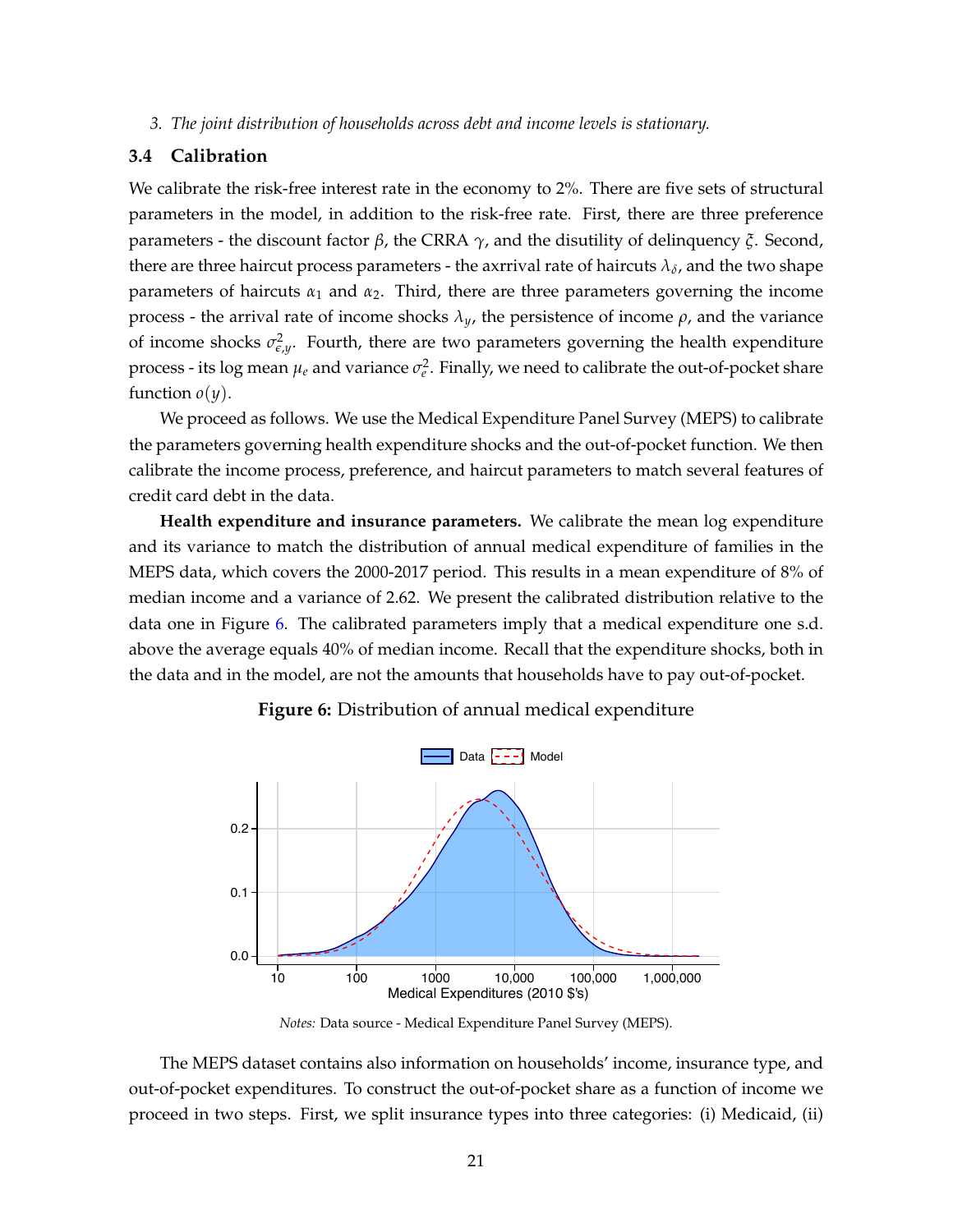*3. The joint distribution of households across debt and income levels is stationary.*

### 3.4 Calibration

We calibrate the risk-free interest rate in the economy to 2%. There are five sets of structural parameters in the model, in addition to the risk-free rate. First, there are three preference parameters - the discount factor $\beta$, the CRRA $\gamma$, and the disutility of delinquency $\xi$. Second, there are three haircut process parameters - the axrrival rate of haircuts $\lambda_\delta$, and the two shape parameters of haircuts $\alpha_1$ and $\alpha_2$. Third, there are three parameters governing the income process - the arrival rate of income shocks $\lambda_y$, the persistence of income $\rho$, and the variance of income shocks $\sigma^2_{\epsilon,y}$. Fourth, there are two parameters governing the health expenditure process - its log mean $\mu_e$ and variance $\sigma^2_e$. Finally, we need to calibrate the out-of-pocket share function $o(y)$.

We proceed as follows. We use the Medical Expenditure Panel Survey (MEPS) to calibrate the parameters governing health expenditure shocks and the out-of-pocket function. We then calibrate the income process, preference, and haircut parameters to match several features of credit card debt in the data.

**Health expenditure and insurance parameters.** We calibrate the mean log expenditure and its variance to match the distribution of annual medical expenditure of families in the MEPS data, which covers the 2000-2017 period. This results in a mean expenditure of 8% of median income and a variance of 2.62. We present the calibrated distribution relative to the data one in Figure 6. The calibrated parameters imply that a medical expenditure one s.d. above the average equals 40% of median income. Recall that the expenditure shocks, both in the data and in the model, are not the amounts that households have to pay out-of-pocket.

**Figure 6:** Distribution of annual medical expenditure

*Notes:* Data source - Medical Expenditure Panel Survey (MEPS).

The MEPS dataset contains also information on households' income, insurance type, and out-of-pocket expenditures. To construct the out-of-pocket share as a function of income we proceed in two steps. First, we split insurance types into three categories: (i) Medicaid, (ii)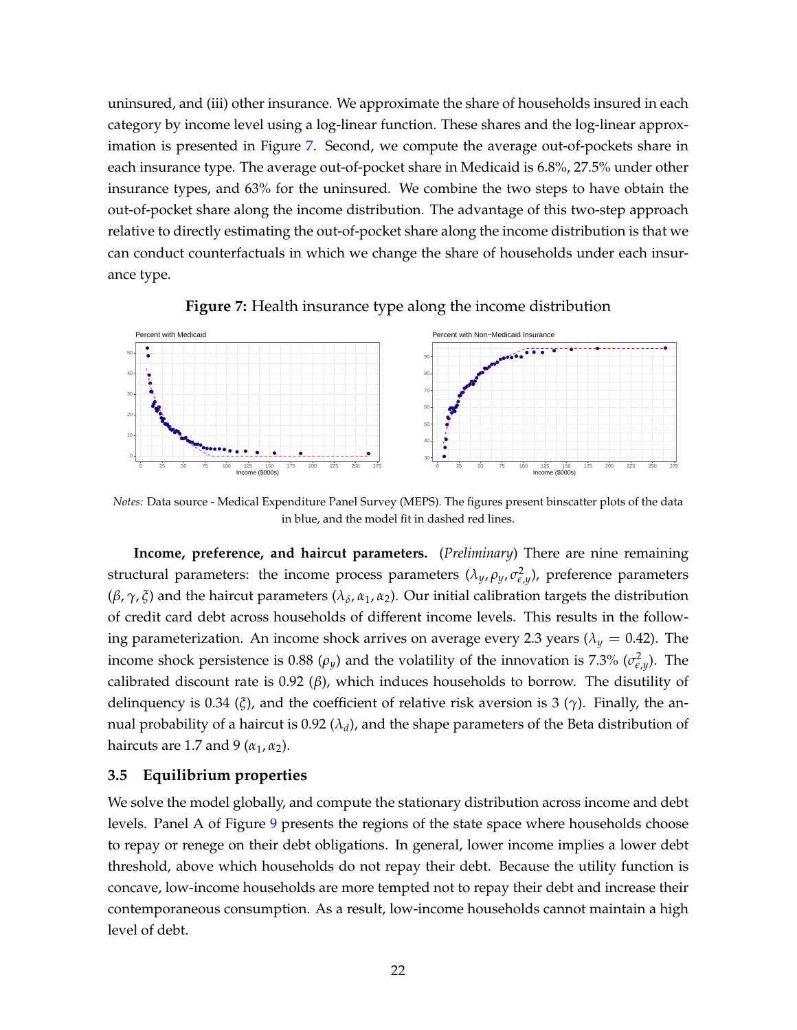uninsured, and (iii) other insurance. We approximate the share of households insured in each category by income level using a log-linear function. These shares and the log-linear approximation is presented in Figure 7. Second, we compute the average out-of-pockets share in each insurance type. The average out-of-pocket share in Medicaid is 6.8%, 27.5% under other insurance types, and 63% for the uninsured. We combine the two steps to have obtain the out-of-pocket share along the income distribution. The advantage of this two-step approach relative to directly estimating the out-of-pocket share along the income distribution is that we can conduct counterfactuals in which we change the share of households under each insurance type.

**Figure 7:** Health insurance type along the income distribution

*Notes:* Data source - Medical Expenditure Panel Survey (MEPS). The figures present binscatter plots of the data in blue, and the model fit in dashed red lines.

**Income, preference, and haircut parameters.** (*Preliminary*) There are nine remaining structural parameters: the income process parameters ($\lambda_y, \rho_y, \sigma^2_{\epsilon,y}$), preference parameters ($\beta, \gamma, \xi$) and the haircut parameters ($\lambda_\delta, \alpha_1, \alpha_2$). Our initial calibration targets the distribution of credit card debt across households of different income levels. This results in the following parameterization. An income shock arrives on average every 2.3 years ($\lambda_y = 0.42$). The income shock persistence is 0.88 ($\rho_y$) and the volatility of the innovation is 7.3% ($\sigma^2_{\epsilon,y}$). The calibrated discount rate is 0.92 ($\beta$), which induces households to borrow. The disutility of delinquency is 0.34 ($\xi$), and the coefficient of relative risk aversion is 3 ($\gamma$). Finally, the annual probability of a haircut is 0.92 ($\lambda_d$), and the shape parameters of the Beta distribution of haircuts are 1.7 and 9 ($\alpha_1, \alpha_2$).

### 3.5 Equilibrium properties

We solve the model globally, and compute the stationary distribution across income and debt levels. Panel A of Figure 9 presents the regions of the state space where households choose to repay or renege on their debt obligations. In general, lower income implies a lower debt threshold, above which households do not repay their debt. Because the utility function is concave, low-income households are more tempted not to repay their debt and increase their contemporaneous consumption. As a result, low-income households cannot maintain a high level of debt.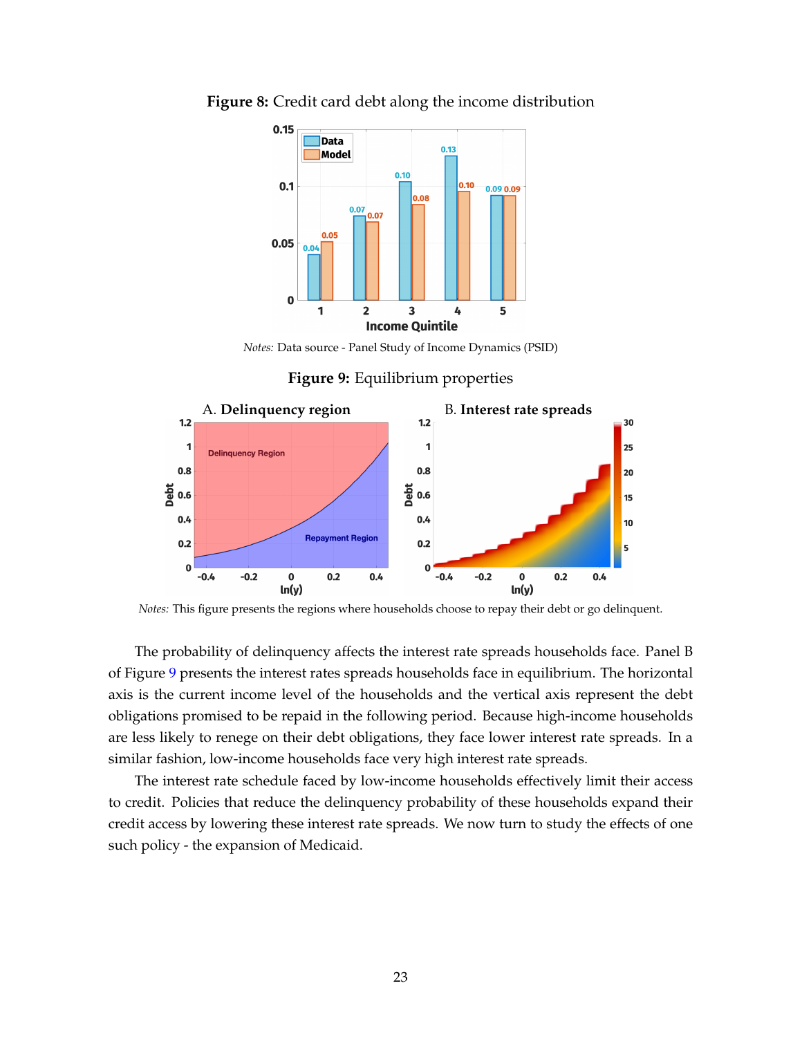**Figure 8:** Credit card debt along the income distribution

*Notes:* Data source - Panel Study of Income Dynamics (PSID)

**Figure 9:** Equilibrium properties

*Notes:* This figure presents the regions where households choose to repay their debt or go delinquent.

The probability of delinquency affects the interest rate spreads households face. Panel B of Figure 9 presents the interest rates spreads households face in equilibrium. The horizontal axis is the current income level of the households and the vertical axis represent the debt obligations promised to be repaid in the following period. Because high-income households are less likely to renege on their debt obligations, they face lower interest rate spreads. In a similar fashion, low-income households face very high interest rate spreads.

The interest rate schedule faced by low-income households effectively limit their access to credit. Policies that reduce the delinquency probability of these households expand their credit access by lowering these interest rate spreads. We now turn to study the effects of one such policy - the expansion of Medicaid.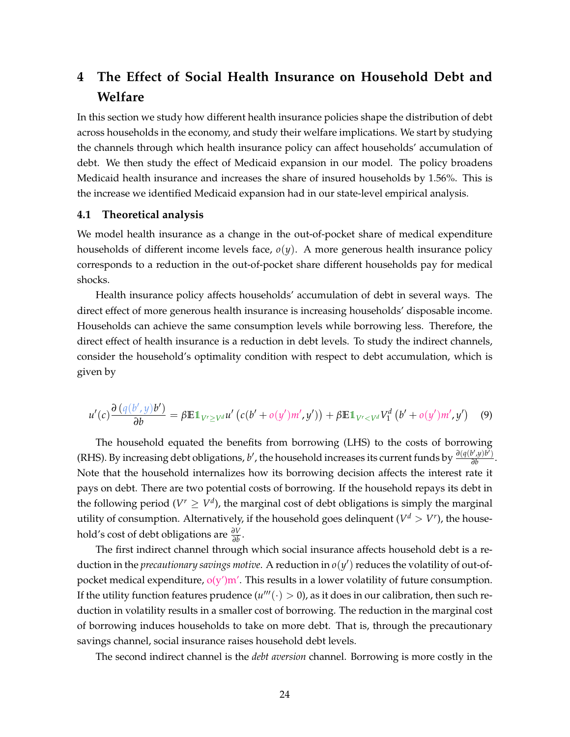# 4 The Effect of Social Health Insurance on Household Debt and Welfare

In this section we study how different health insurance policies shape the distribution of debt across households in the economy, and study their welfare implications. We start by studying the channels through which health insurance policy can affect households' accumulation of debt. We then study the effect of Medicaid expansion in our model. The policy broadens Medicaid health insurance and increases the share of insured households by 1.56%. This is the increase we identified Medicaid expansion had in our state-level empirical analysis.

## 4.1 Theoretical analysis

We model health insurance as a change in the out-of-pocket share of medical expenditure households of different income levels face, $o(y)$. A more generous health insurance policy corresponds to a reduction in the out-of-pocket share different households pay for medical shocks.

Health insurance policy affects households' accumulation of debt in several ways. The direct effect of more generous health insurance is increasing households' disposable income. Households can achieve the same consumption levels while borrowing less. Therefore, the direct effect of health insurance is a reduction in debt levels. To study the indirect channels, consider the household's optimality condition with respect to debt accumulation, which is given by

$$u'(c)\frac{\partial\left(q(b',y)b'\right)}{\partial b} = \beta\mathbb{E}\mathbb{1}_{V^r \geq V^d}u'\left(c(b' + o(y')m', y')\right) + \beta\mathbb{E}\mathbb{1}_{V^r < V^d}V_1^d\left(b' + o(y')m', y'\right) \quad (9)$$

The household equated the benefits from borrowing (LHS) to the costs of borrowing (RHS). By increasing debt obligations, $b'$, the household increases its current funds by $\frac{\partial(q(b',y)b')}{\partial b}$. Note that the household internalizes how its borrowing decision affects the interest rate it pays on debt. There are two potential costs of borrowing. If the household repays its debt in the following period ($V^r \geq V^d$), the marginal cost of debt obligations is simply the marginal utility of consumption. Alternatively, if the household goes delinquent ($V^d > V^r$), the household's cost of debt obligations are $\frac{\partial V}{\partial b}$.

The first indirect channel through which social insurance affects household debt is a reduction in the *precautionary savings motive*. A reduction in $o(y')$ reduces the volatility of out-of-pocket medical expenditure, $o(y')m'$. This results in a lower volatility of future consumption. If the utility function features prudence ($u'''(\cdot) > 0$), as it does in our calibration, then such reduction in volatility results in a smaller cost of borrowing. The reduction in the marginal cost of borrowing induces households to take on more debt. That is, through the precautionary savings channel, social insurance raises household debt levels.

The second indirect channel is the *debt aversion* channel. Borrowing is more costly in the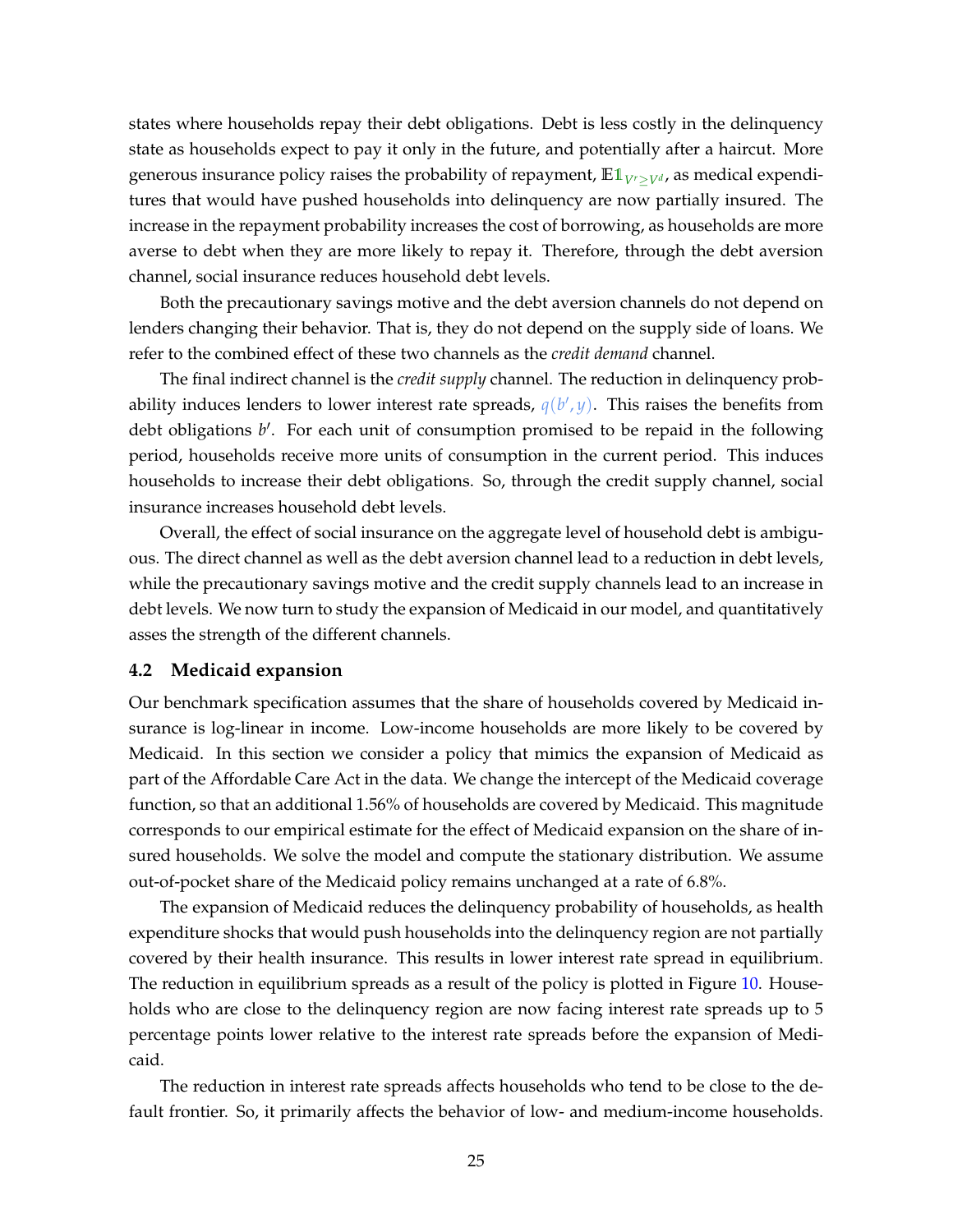states where households repay their debt obligations. Debt is less costly in the delinquency state as households expect to pay it only in the future, and potentially after a haircut. More generous insurance policy raises the probability of repayment, $\mathbb{E}\mathbb{1}_{V^r \geq V^d}$, as medical expenditures that would have pushed households into delinquency are now partially insured. The increase in the repayment probability increases the cost of borrowing, as households are more averse to debt when they are more likely to repay it. Therefore, through the debt aversion channel, social insurance reduces household debt levels.

Both the precautionary savings motive and the debt aversion channels do not depend on lenders changing their behavior. That is, they do not depend on the supply side of loans. We refer to the combined effect of these two channels as the *credit demand* channel.

The final indirect channel is the *credit supply* channel. The reduction in delinquency probability induces lenders to lower interest rate spreads, $q(b', y)$. This raises the benefits from debt obligations $b'$. For each unit of consumption promised to be repaid in the following period, households receive more units of consumption in the current period. This induces households to increase their debt obligations. So, through the credit supply channel, social insurance increases household debt levels.

Overall, the effect of social insurance on the aggregate level of household debt is ambiguous. The direct channel as well as the debt aversion channel lead to a reduction in debt levels, while the precautionary savings motive and the credit supply channels lead to an increase in debt levels. We now turn to study the expansion of Medicaid in our model, and quantitatively asses the strength of the different channels.

### 4.2 Medicaid expansion

Our benchmark specification assumes that the share of households covered by Medicaid insurance is log-linear in income. Low-income households are more likely to be covered by Medicaid. In this section we consider a policy that mimics the expansion of Medicaid as part of the Affordable Care Act in the data. We change the intercept of the Medicaid coverage function, so that an additional 1.56% of households are covered by Medicaid. This magnitude corresponds to our empirical estimate for the effect of Medicaid expansion on the share of insured households. We solve the model and compute the stationary distribution. We assume out-of-pocket share of the Medicaid policy remains unchanged at a rate of 6.8%.

The expansion of Medicaid reduces the delinquency probability of households, as health expenditure shocks that would push households into the delinquency region are not partially covered by their health insurance. This results in lower interest rate spread in equilibrium. The reduction in equilibrium spreads as a result of the policy is plotted in Figure 10. Households who are close to the delinquency region are now facing interest rate spreads up to 5 percentage points lower relative to the interest rate spreads before the expansion of Medicaid.

The reduction in interest rate spreads affects households who tend to be close to the default frontier. So, it primarily affects the behavior of low- and medium-income households.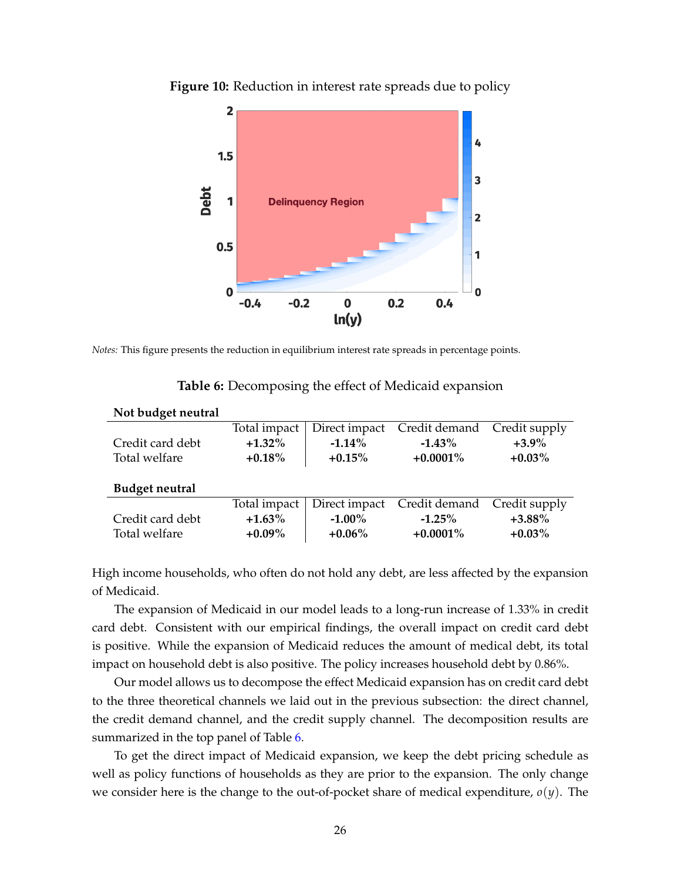**Figure 10:** Reduction in interest rate spreads due to policy

*Notes:* This figure presents the reduction in equilibrium interest rate spreads in percentage points.

**Table 6:** Decomposing the effect of Medicaid expansion

**Not budget neutral**

| | Total impact | Direct impact | Credit demand | Credit supply |
|---|---|---|---|---|
| Credit card debt | **+1.32%** | **-1.14%** | **-1.43%** | **+3.9%** |
| Total welfare | **+0.18%** | **+0.15%** | **+0.0001%** | **+0.03%** |

**Budget neutral**

| | Total impact | Direct impact | Credit demand | Credit supply |
|---|---|---|---|---|
| Credit card debt | **+1.63%** | **-1.00%** | **-1.25%** | **+3.88%** |
| Total welfare | **+0.09%** | **+0.06%** | **+0.0001%** | **+0.03%** |

High income households, who often do not hold any debt, are less affected by the expansion of Medicaid.

The expansion of Medicaid in our model leads to a long-run increase of 1.33% in credit card debt. Consistent with our empirical findings, the overall impact on credit card debt is positive. While the expansion of Medicaid reduces the amount of medical debt, its total impact on household debt is also positive. The policy increases household debt by 0.86%.

Our model allows us to decompose the effect Medicaid expansion has on credit card debt to the three theoretical channels we laid out in the previous subsection: the direct channel, the credit demand channel, and the credit supply channel. The decomposition results are summarized in the top panel of Table 6.

To get the direct impact of Medicaid expansion, we keep the debt pricing schedule as well as policy functions of households as they are prior to the expansion. The only change we consider here is the change to the out-of-pocket share of medical expenditure, $o(y)$. The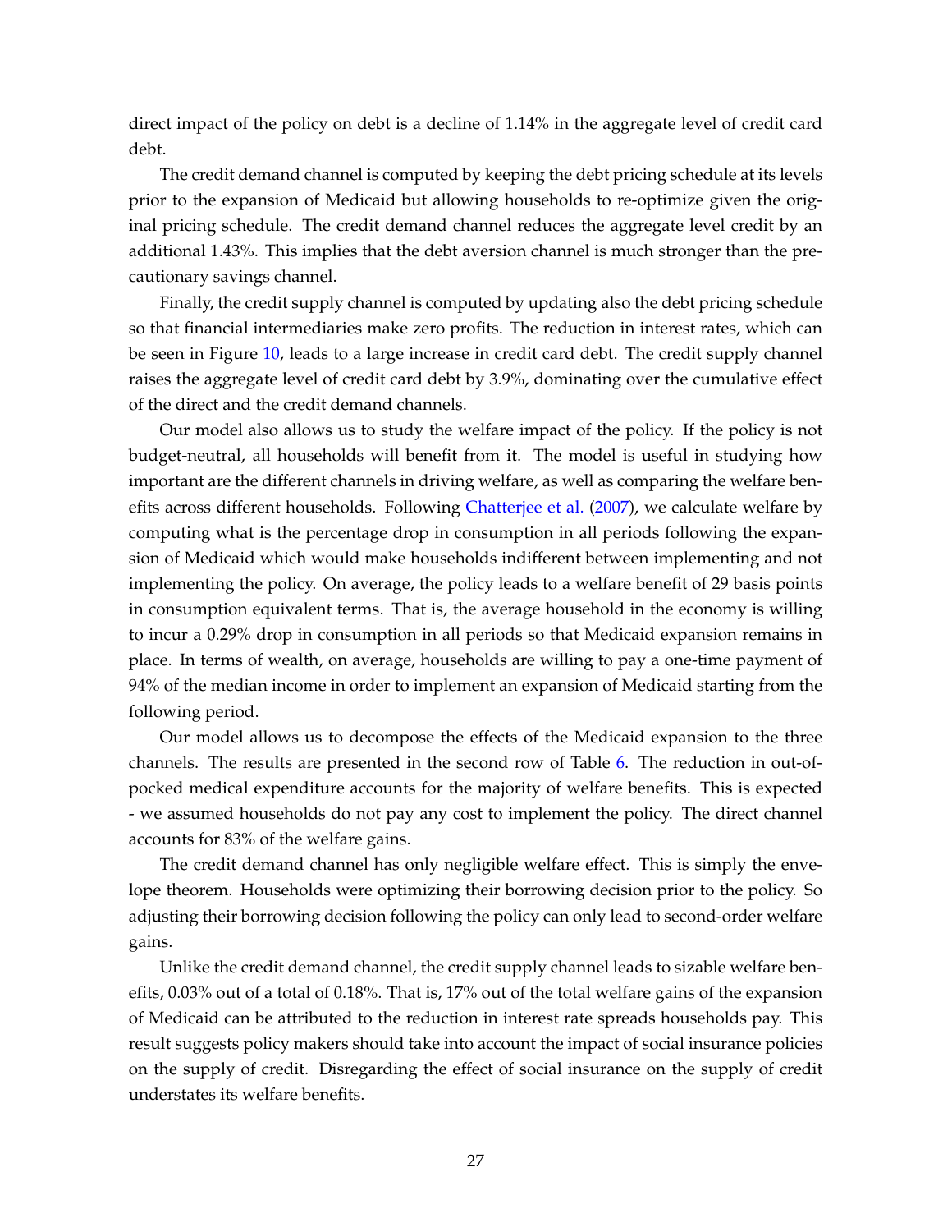direct impact of the policy on debt is a decline of 1.14% in the aggregate level of credit card debt.

The credit demand channel is computed by keeping the debt pricing schedule at its levels prior to the expansion of Medicaid but allowing households to re-optimize given the original pricing schedule. The credit demand channel reduces the aggregate level credit by an additional 1.43%. This implies that the debt aversion channel is much stronger than the precautionary savings channel.

Finally, the credit supply channel is computed by updating also the debt pricing schedule so that financial intermediaries make zero profits. The reduction in interest rates, which can be seen in Figure 10, leads to a large increase in credit card debt. The credit supply channel raises the aggregate level of credit card debt by 3.9%, dominating over the cumulative effect of the direct and the credit demand channels.

Our model also allows us to study the welfare impact of the policy. If the policy is not budget-neutral, all households will benefit from it. The model is useful in studying how important are the different channels in driving welfare, as well as comparing the welfare benefits across different households. Following Chatterjee et al. (2007), we calculate welfare by computing what is the percentage drop in consumption in all periods following the expansion of Medicaid which would make households indifferent between implementing and not implementing the policy. On average, the policy leads to a welfare benefit of 29 basis points in consumption equivalent terms. That is, the average household in the economy is willing to incur a 0.29% drop in consumption in all periods so that Medicaid expansion remains in place. In terms of wealth, on average, households are willing to pay a one-time payment of 94% of the median income in order to implement an expansion of Medicaid starting from the following period.

Our model allows us to decompose the effects of the Medicaid expansion to the three channels. The results are presented in the second row of Table 6. The reduction in out-of-pocked medical expenditure accounts for the majority of welfare benefits. This is expected - we assumed households do not pay any cost to implement the policy. The direct channel accounts for 83% of the welfare gains.

The credit demand channel has only negligible welfare effect. This is simply the envelope theorem. Households were optimizing their borrowing decision prior to the policy. So adjusting their borrowing decision following the policy can only lead to second-order welfare gains.

Unlike the credit demand channel, the credit supply channel leads to sizable welfare benefits, 0.03% out of a total of 0.18%. That is, 17% out of the total welfare gains of the expansion of Medicaid can be attributed to the reduction in interest rate spreads households pay. This result suggests policy makers should take into account the impact of social insurance policies on the supply of credit. Disregarding the effect of social insurance on the supply of credit understates its welfare benefits.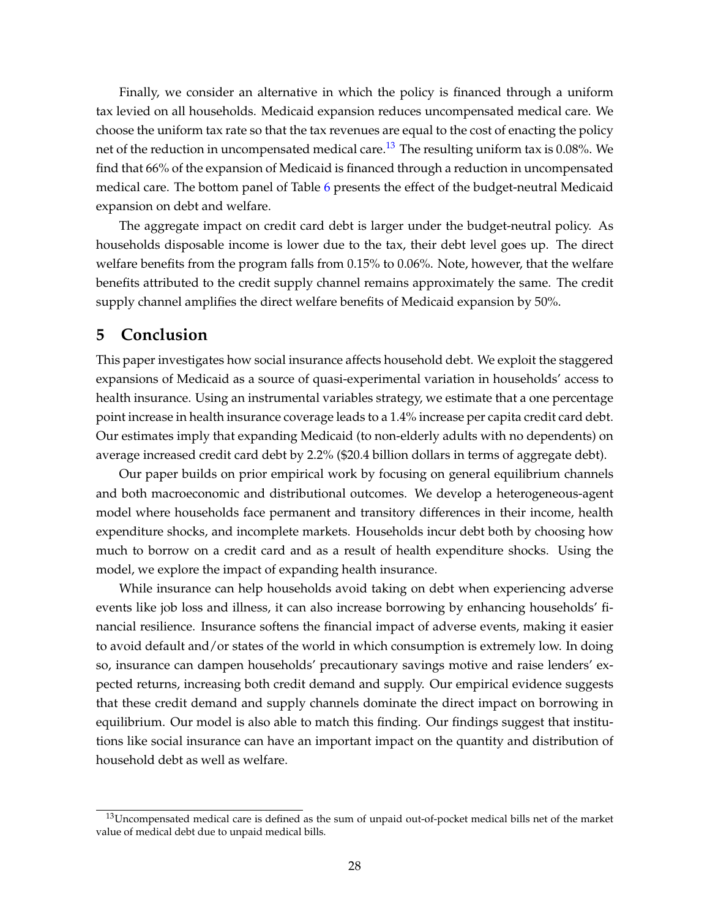Finally, we consider an alternative in which the policy is financed through a uniform tax levied on all households. Medicaid expansion reduces uncompensated medical care. We choose the uniform tax rate so that the tax revenues are equal to the cost of enacting the policy net of the reduction in uncompensated medical care.[13] The resulting uniform tax is 0.08%. We find that 66% of the expansion of Medicaid is financed through a reduction in uncompensated medical care. The bottom panel of Table 6 presents the effect of the budget-neutral Medicaid expansion on debt and welfare.

The aggregate impact on credit card debt is larger under the budget-neutral policy. As households disposable income is lower due to the tax, their debt level goes up. The direct welfare benefits from the program falls from 0.15% to 0.06%. Note, however, that the welfare benefits attributed to the credit supply channel remains approximately the same. The credit supply channel amplifies the direct welfare benefits of Medicaid expansion by 50%.

## 5 Conclusion

This paper investigates how social insurance affects household debt. We exploit the staggered expansions of Medicaid as a source of quasi-experimental variation in households' access to health insurance. Using an instrumental variables strategy, we estimate that a one percentage point increase in health insurance coverage leads to a 1.4% increase per capita credit card debt. Our estimates imply that expanding Medicaid (to non-elderly adults with no dependents) on average increased credit card debt by 2.2% ($20.4 billion dollars in terms of aggregate debt).

Our paper builds on prior empirical work by focusing on general equilibrium channels and both macroeconomic and distributional outcomes. We develop a heterogeneous-agent model where households face permanent and transitory differences in their income, health expenditure shocks, and incomplete markets. Households incur debt both by choosing how much to borrow on a credit card and as a result of health expenditure shocks. Using the model, we explore the impact of expanding health insurance.

While insurance can help households avoid taking on debt when experiencing adverse events like job loss and illness, it can also increase borrowing by enhancing households' financial resilience. Insurance softens the financial impact of adverse events, making it easier to avoid default and/or states of the world in which consumption is extremely low. In doing so, insurance can dampen households' precautionary savings motive and raise lenders' expected returns, increasing both credit demand and supply. Our empirical evidence suggests that these credit demand and supply channels dominate the direct impact on borrowing in equilibrium. Our model is also able to match this finding. Our findings suggest that institutions like social insurance can have an important impact on the quantity and distribution of household debt as well as welfare.

---

[13] Uncompensated medical care is defined as the sum of unpaid out-of-pocket medical bills net of the market value of medical debt due to unpaid medical bills.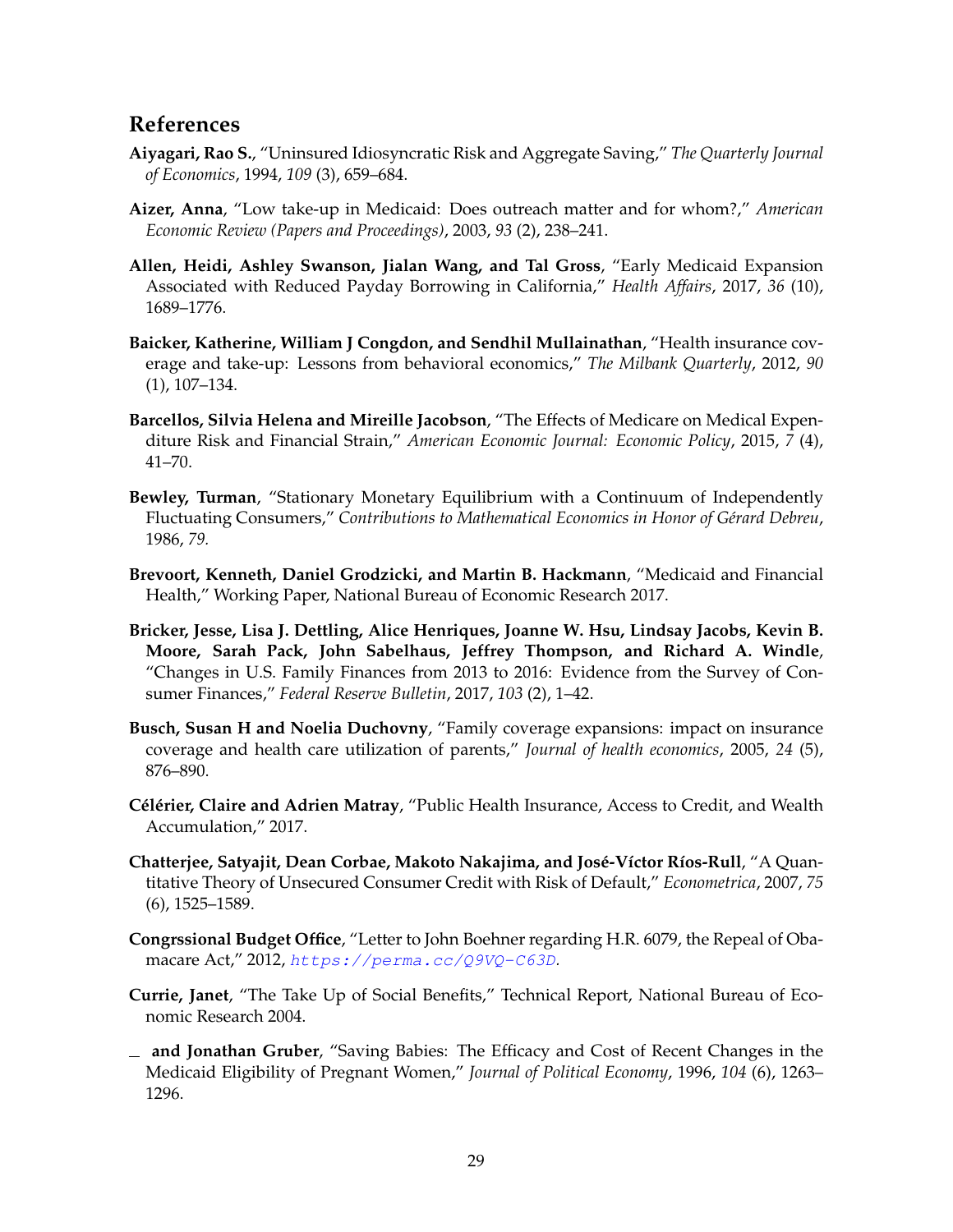## References

**Aiyagari, Rao S.**, "Uninsured Idiosyncratic Risk and Aggregate Saving," *The Quarterly Journal of Economics*, 1994, *109* (3), 659–684.

**Aizer, Anna**, "Low take-up in Medicaid: Does outreach matter and for whom?," *American Economic Review (Papers and Proceedings)*, 2003, *93* (2), 238–241.

**Allen, Heidi, Ashley Swanson, Jialan Wang, and Tal Gross**, "Early Medicaid Expansion Associated with Reduced Payday Borrowing in California," *Health Affairs*, 2017, *36* (10), 1689–1776.

**Baicker, Katherine, William J Congdon, and Sendhil Mullainathan**, "Health insurance coverage and take-up: Lessons from behavioral economics," *The Milbank Quarterly*, 2012, *90* (1), 107–134.

**Barcellos, Silvia Helena and Mireille Jacobson**, "The Effects of Medicare on Medical Expenditure Risk and Financial Strain," *American Economic Journal: Economic Policy*, 2015, *7* (4), 41–70.

**Bewley, Turman**, "Stationary Monetary Equilibrium with a Continuum of Independently Fluctuating Consumers," *Contributions to Mathematical Economics in Honor of Gérard Debreu*, 1986, *79.*

**Brevoort, Kenneth, Daniel Grodzicki, and Martin B. Hackmann**, "Medicaid and Financial Health," Working Paper, National Bureau of Economic Research 2017.

**Bricker, Jesse, Lisa J. Dettling, Alice Henriques, Joanne W. Hsu, Lindsay Jacobs, Kevin B. Moore, Sarah Pack, John Sabelhaus, Jeffrey Thompson, and Richard A. Windle**, "Changes in U.S. Family Finances from 2013 to 2016: Evidence from the Survey of Consumer Finances," *Federal Reserve Bulletin*, 2017, *103* (2), 1–42.

**Busch, Susan H and Noelia Duchovny**, "Family coverage expansions: impact on insurance coverage and health care utilization of parents," *Journal of health economics*, 2005, *24* (5), 876–890.

**Célérier, Claire and Adrien Matray**, "Public Health Insurance, Access to Credit, and Wealth Accumulation," 2017.

**Chatterjee, Satyajit, Dean Corbae, Makoto Nakajima, and José-Víctor Ríos-Rull**, "A Quantitative Theory of Unsecured Consumer Credit with Risk of Default," *Econometrica*, 2007, *75* (6), 1525–1589.

**Congrssional Budget Office**, "Letter to John Boehner regarding H.R. 6079, the Repeal of Obamacare Act," 2012, https://perma.cc/Q9VQ-C63D.

**Currie, Janet**, "The Take Up of Social Benefits," Technical Report, National Bureau of Economic Research 2004.

**_ and Jonathan Gruber**, "Saving Babies: The Efficacy and Cost of Recent Changes in the Medicaid Eligibility of Pregnant Women," *Journal of Political Economy*, 1996, *104* (6), 1263–1296.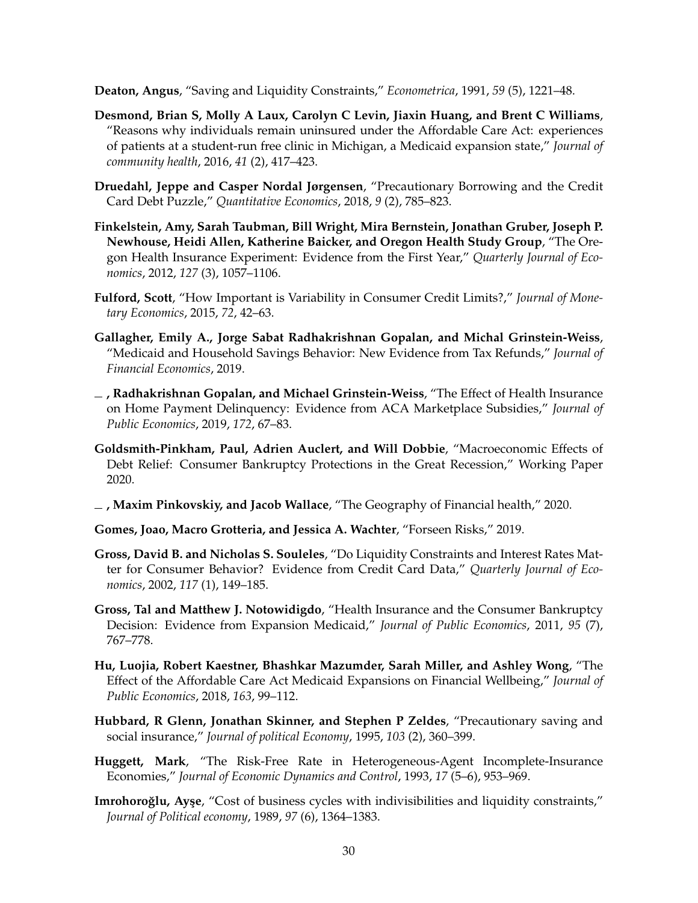**Deaton, Angus**, "Saving and Liquidity Constraints," *Econometrica*, 1991, *59* (5), 1221–48.

**Desmond, Brian S, Molly A Laux, Carolyn C Levin, Jiaxin Huang, and Brent C Williams**, "Reasons why individuals remain uninsured under the Affordable Care Act: experiences of patients at a student-run free clinic in Michigan, a Medicaid expansion state," *Journal of community health*, 2016, *41* (2), 417–423.

**Druedahl, Jeppe and Casper Nordal Jørgensen**, "Precautionary Borrowing and the Credit Card Debt Puzzle," *Quantitative Economics*, 2018, *9* (2), 785–823.

**Finkelstein, Amy, Sarah Taubman, Bill Wright, Mira Bernstein, Jonathan Gruber, Joseph P. Newhouse, Heidi Allen, Katherine Baicker, and Oregon Health Study Group**, "The Oregon Health Insurance Experiment: Evidence from the First Year," *Quarterly Journal of Economics*, 2012, *127* (3), 1057–1106.

**Fulford, Scott**, "How Important is Variability in Consumer Credit Limits?," *Journal of Monetary Economics*, 2015, *72*, 42–63.

**Gallagher, Emily A., Jorge Sabat Radhakrishnan Gopalan, and Michal Grinstein-Weiss**, "Medicaid and Household Savings Behavior: New Evidence from Tax Refunds," *Journal of Financial Economics*, 2019.

**\_ , Radhakrishnan Gopalan, and Michael Grinstein-Weiss**, "The Effect of Health Insurance on Home Payment Delinquency: Evidence from ACA Marketplace Subsidies," *Journal of Public Economics*, 2019, *172*, 67–83.

**Goldsmith-Pinkham, Paul, Adrien Auclert, and Will Dobbie**, "Macroeconomic Effects of Debt Relief: Consumer Bankruptcy Protections in the Great Recession," Working Paper 2020.

**\_ , Maxim Pinkovskiy, and Jacob Wallace**, "The Geography of Financial health," 2020.

**Gomes, Joao, Macro Grotteria, and Jessica A. Wachter**, "Forseen Risks," 2019.

**Gross, David B. and Nicholas S. Souleles**, "Do Liquidity Constraints and Interest Rates Matter for Consumer Behavior? Evidence from Credit Card Data," *Quarterly Journal of Economics*, 2002, *117* (1), 149–185.

**Gross, Tal and Matthew J. Notowidigdo**, "Health Insurance and the Consumer Bankruptcy Decision: Evidence from Expansion Medicaid," *Journal of Public Economics*, 2011, *95* (7), 767–778.

**Hu, Luojia, Robert Kaestner, Bhashkar Mazumder, Sarah Miller, and Ashley Wong**, "The Effect of the Affordable Care Act Medicaid Expansions on Financial Wellbeing," *Journal of Public Economics*, 2018, *163*, 99–112.

**Hubbard, R Glenn, Jonathan Skinner, and Stephen P Zeldes**, "Precautionary saving and social insurance," *Journal of political Economy*, 1995, *103* (2), 360–399.

**Huggett, Mark**, "The Risk-Free Rate in Heterogeneous-Agent Incomplete-Insurance Economies," *Journal of Economic Dynamics and Control*, 1993, *17* (5–6), 953–969.

**Imrohoroğlu, Ayşe**, "Cost of business cycles with indivisibilities and liquidity constraints," *Journal of Political economy*, 1989, *97* (6), 1364–1383.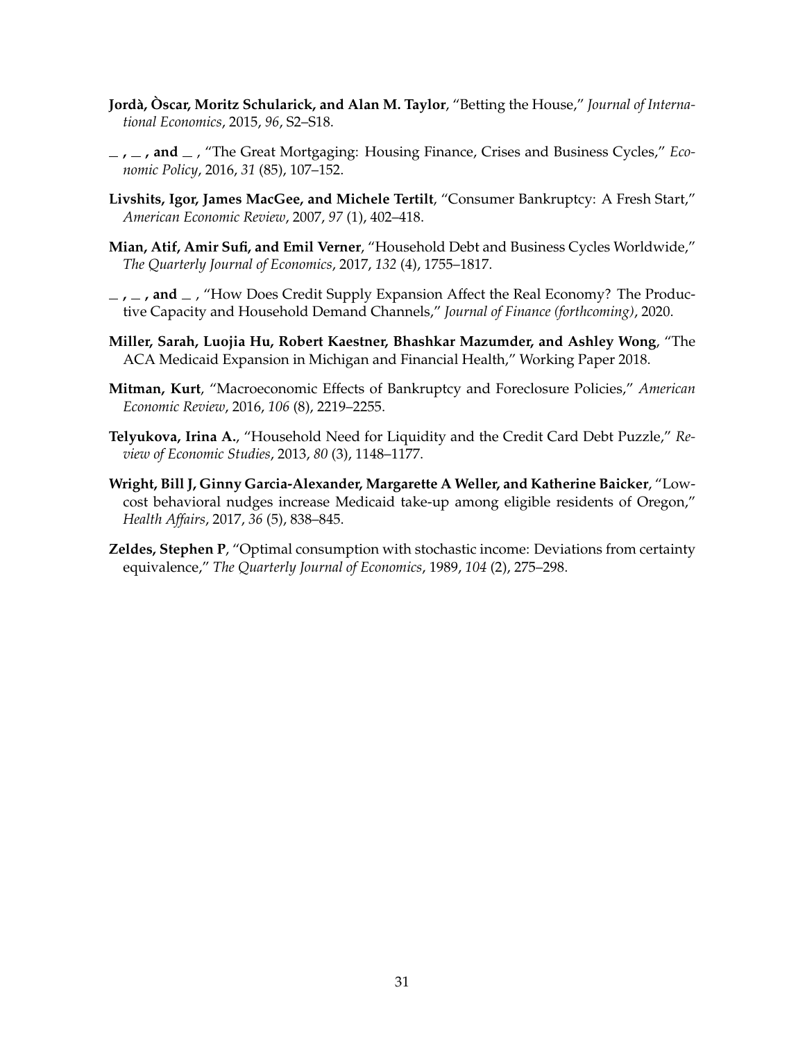**Jordà, Òscar, Moritz Schularick, and Alan M. Taylor**, "Betting the House," *Journal of International Economics*, 2015, *96*, S2–S18.

**_ , _ , and _** , "The Great Mortgaging: Housing Finance, Crises and Business Cycles," *Economic Policy*, 2016, *31* (85), 107–152.

**Livshits, Igor, James MacGee, and Michele Tertilt**, "Consumer Bankruptcy: A Fresh Start," *American Economic Review*, 2007, *97* (1), 402–418.

**Mian, Atif, Amir Sufi, and Emil Verner**, "Household Debt and Business Cycles Worldwide," *The Quarterly Journal of Economics*, 2017, *132* (4), 1755–1817.

**_ , _ , and _** , "How Does Credit Supply Expansion Affect the Real Economy? The Productive Capacity and Household Demand Channels," *Journal of Finance (forthcoming)*, 2020.

**Miller, Sarah, Luojia Hu, Robert Kaestner, Bhashkar Mazumder, and Ashley Wong**, "The ACA Medicaid Expansion in Michigan and Financial Health," Working Paper 2018.

**Mitman, Kurt**, "Macroeconomic Effects of Bankruptcy and Foreclosure Policies," *American Economic Review*, 2016, *106* (8), 2219–2255.

**Telyukova, Irina A.**, "Household Need for Liquidity and the Credit Card Debt Puzzle," *Review of Economic Studies*, 2013, *80* (3), 1148–1177.

**Wright, Bill J, Ginny Garcia-Alexander, Margarette A Weller, and Katherine Baicker**, "Low-cost behavioral nudges increase Medicaid take-up among eligible residents of Oregon," *Health Affairs*, 2017, *36* (5), 838–845.

**Zeldes, Stephen P**, "Optimal consumption with stochastic income: Deviations from certainty equivalence," *The Quarterly Journal of Economics*, 1989, *104* (2), 275–298.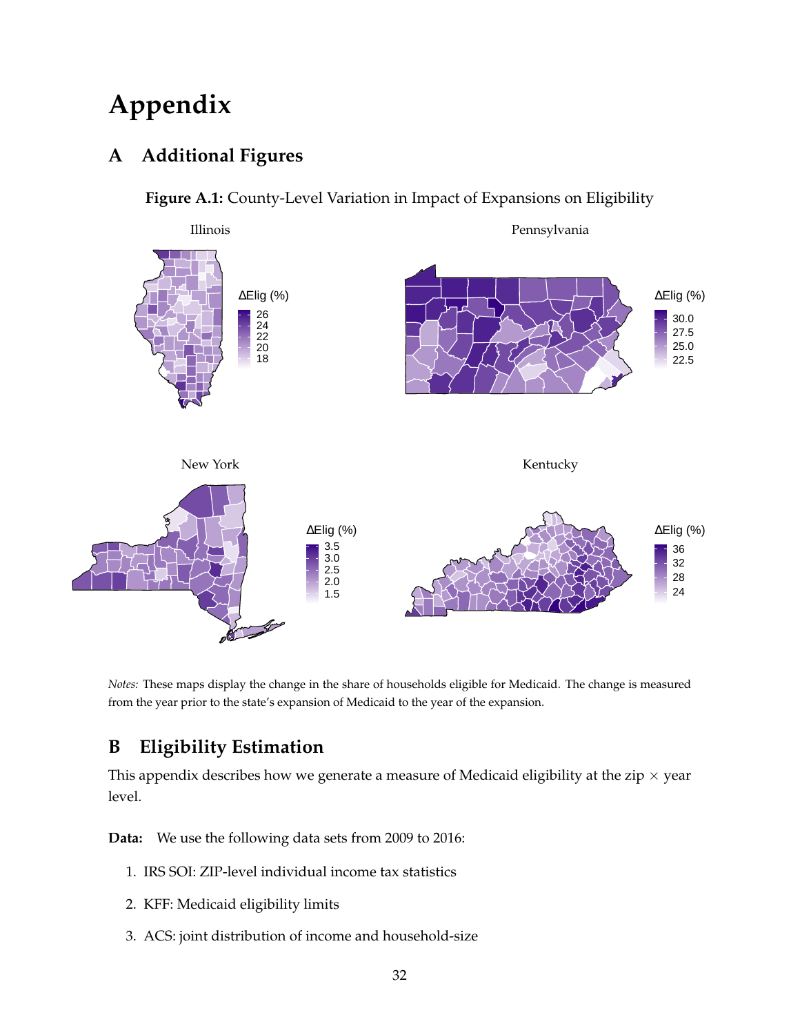# Appendix

## A Additional Figures

**Figure A.1:** County-Level Variation in Impact of Expansions on Eligibility

*Notes:* These maps display the change in the share of households eligible for Medicaid. The change is measured from the year prior to the state's expansion of Medicaid to the year of the expansion.

## B Eligibility Estimation

This appendix describes how we generate a measure of Medicaid eligibility at the zip $\times$ year level.

**Data:** We use the following data sets from 2009 to 2016:

1. IRS SOI: ZIP-level individual income tax statistics
2. KFF: Medicaid eligibility limits
3. ACS: joint distribution of income and household-size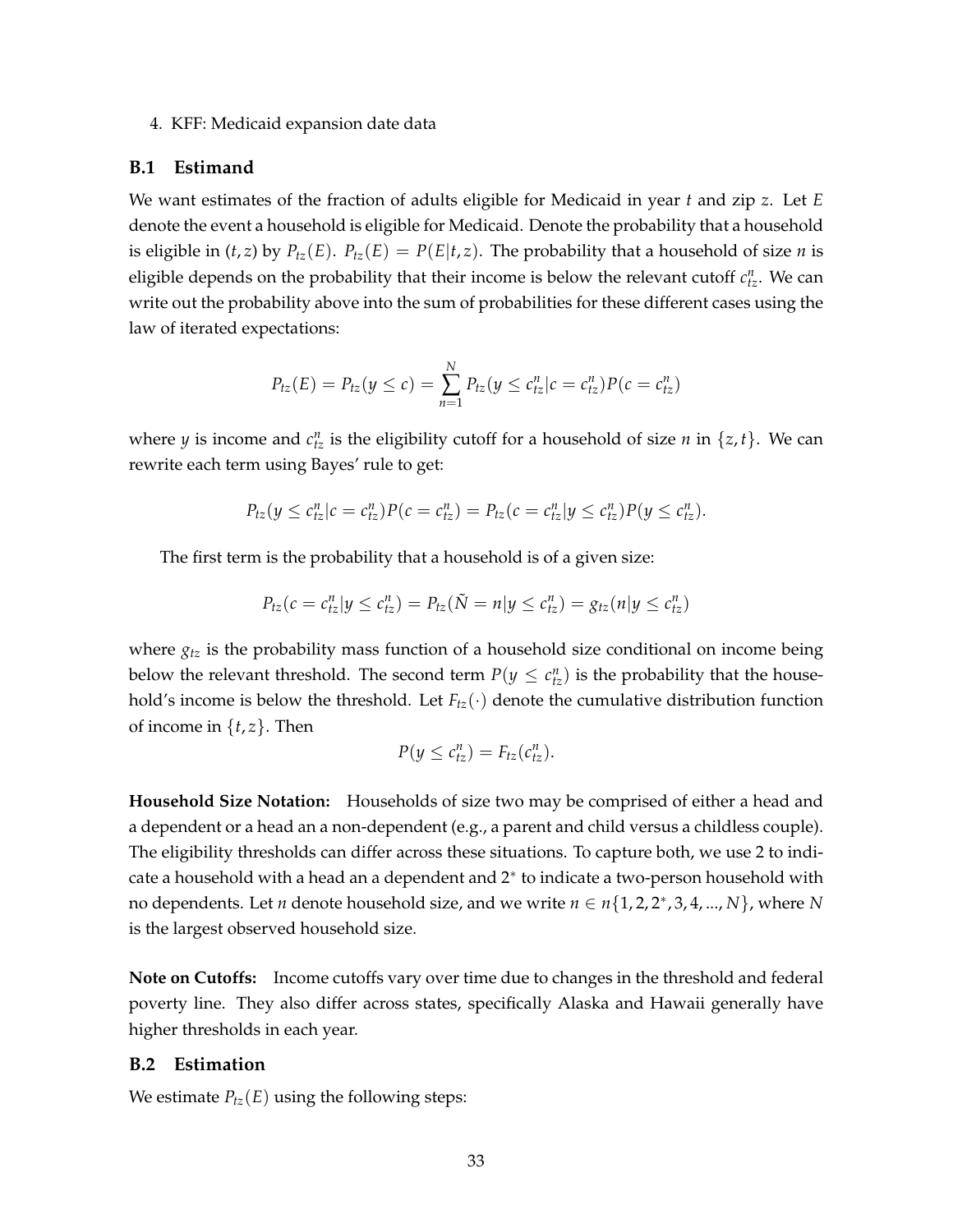4. KFF: Medicaid expansion date data

### B.1 Estimand

We want estimates of the fraction of adults eligible for Medicaid in year $t$ and zip $z$. Let $E$ denote the event a household is eligible for Medicaid. Denote the probability that a household is eligible in $(t, z)$ by $P_{tz}(E)$. $P_{tz}(E) = P(E|t, z)$. The probability that a household of size $n$ is eligible depends on the probability that their income is below the relevant cutoff $c_{tz}^n$. We can write out the probability above into the sum of probabilities for these different cases using the law of iterated expectations:

$$P_{tz}(E) = P_{tz}(y \leq c) = \sum_{n=1}^{N} P_{tz}(y \leq c_{tz}^n | c = c_{tz}^n) P(c = c_{tz}^n)$$

where $y$ is income and $c_{tz}^n$ is the eligibility cutoff for a household of size $n$ in $\{z, t\}$. We can rewrite each term using Bayes' rule to get:

$$P_{tz}(y \leq c_{tz}^n | c = c_{tz}^n) P(c = c_{tz}^n) = P_{tz}(c = c_{tz}^n | y \leq c_{tz}^n) P(y \leq c_{tz}^n).$$

The first term is the probability that a household is of a given size:

$$P_{tz}(c = c_{tz}^n | y \leq c_{tz}^n) = P_{tz}(\tilde{N} = n | y \leq c_{tz}^n) = g_{tz}(n | y \leq c_{tz}^n)$$

where $g_{tz}$ is the probability mass function of a household size conditional on income being below the relevant threshold. The second term $P(y \leq c_{tz}^n)$ is the probability that the household's income is below the threshold. Let $F_{tz}(\cdot)$ denote the cumulative distribution function of income in $\{t, z\}$. Then

$$P(y \leq c_{tz}^n) = F_{tz}(c_{tz}^n).$$

**Household Size Notation:** Households of size two may be comprised of either a head and a dependent or a head an a non-dependent (e.g., a parent and child versus a childless couple). The eligibility thresholds can differ across these situations. To capture both, we use 2 to indicate a household with a head an a dependent and $2^*$ to indicate a two-person household with no dependents. Let $n$ denote household size, and we write $n \in n\{1, 2, 2^*, 3, 4, ..., N\}$, where $N$ is the largest observed household size.

**Note on Cutoffs:** Income cutoffs vary over time due to changes in the threshold and federal poverty line. They also differ across states, specifically Alaska and Hawaii generally have higher thresholds in each year.

### B.2 Estimation

We estimate $P_{tz}(E)$ using the following steps: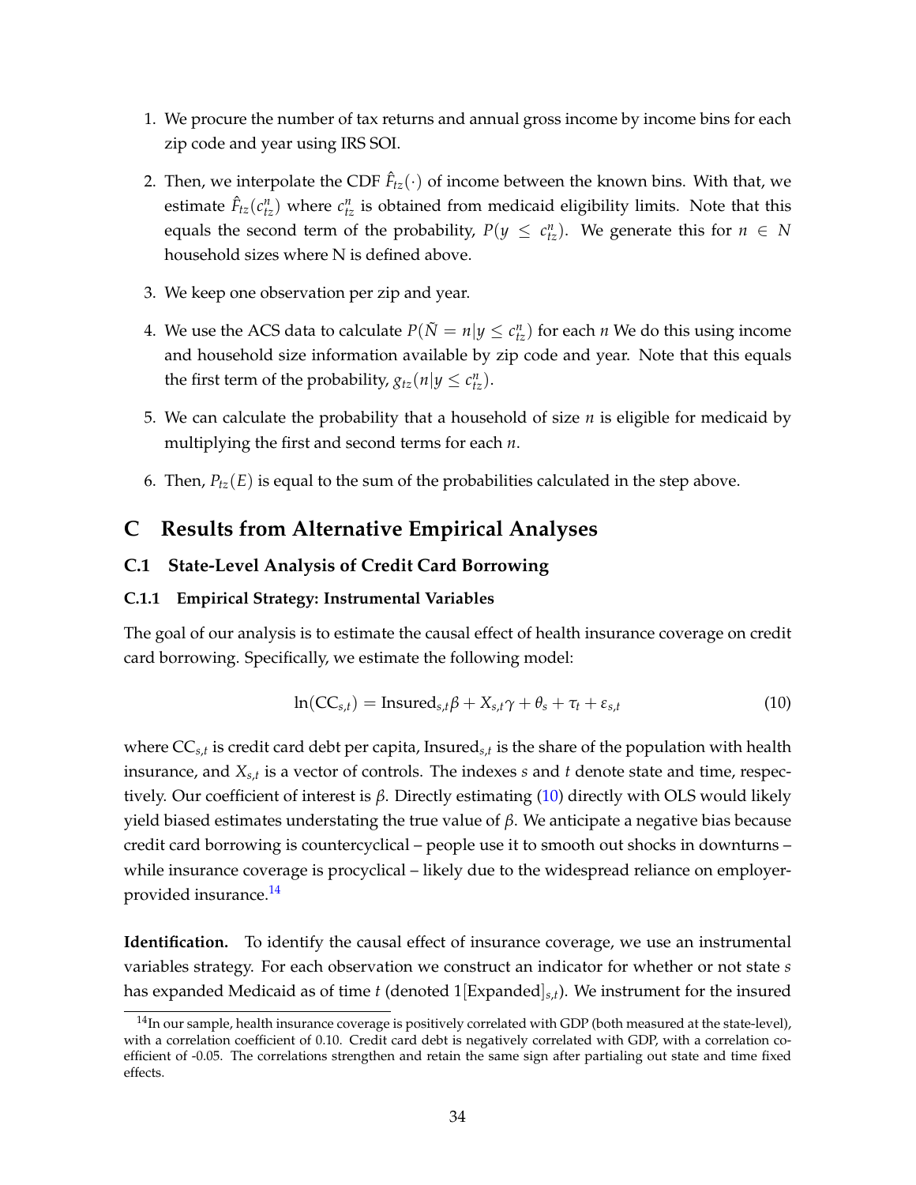1. We procure the number of tax returns and annual gross income by income bins for each zip code and year using IRS SOI.

2. Then, we interpolate the CDF $\hat{F}_{tz}(\cdot)$ of income between the known bins. With that, we estimate $\hat{F}_{tz}(c^n_{tz})$ where $c^n_{tz}$ is obtained from medicaid eligibility limits. Note that this equals the second term of the probability, $P(y \leq c^n_{tz})$. We generate this for $n \in N$ household sizes where N is defined above.

3. We keep one observation per zip and year.

4. We use the ACS data to calculate $P(\tilde{N} = n | y \leq c^n_{tz})$ for each $n$ We do this using income and household size information available by zip code and year. Note that this equals the first term of the probability, $g_{tz}(n|y \leq c^n_{tz})$.

5. We can calculate the probability that a household of size $n$ is eligible for medicaid by multiplying the first and second terms for each $n$.

6. Then, $P_{tz}(E)$ is equal to the sum of the probabilities calculated in the step above.

# C Results from Alternative Empirical Analyses

## C.1 State-Level Analysis of Credit Card Borrowing

### C.1.1 Empirical Strategy: Instrumental Variables

The goal of our analysis is to estimate the causal effect of health insurance coverage on credit card borrowing. Specifically, we estimate the following model:

$$\ln(\text{CC}_{s,t}) = \text{Insured}_{s,t}\beta + X_{s,t}\gamma + \theta_s + \tau_t + \varepsilon_{s,t} \tag{10}$$

where $\text{CC}_{s,t}$ is credit card debt per capita, $\text{Insured}_{s,t}$ is the share of the population with health insurance, and $X_{s,t}$ is a vector of controls. The indexes $s$ and $t$ denote state and time, respectively. Our coefficient of interest is $\beta$. Directly estimating (10) directly with OLS would likely yield biased estimates understating the true value of $\beta$. We anticipate a negative bias because credit card borrowing is countercyclical – people use it to smooth out shocks in downturns – while insurance coverage is procyclical – likely due to the widespread reliance on employer-provided insurance.[14]

**Identification.** To identify the causal effect of insurance coverage, we use an instrumental variables strategy. For each observation we construct an indicator for whether or not state $s$ has expanded Medicaid as of time $t$ (denoted $1[\text{Expanded}]_{s,t}$). We instrument for the insured

[14] In our sample, health insurance coverage is positively correlated with GDP (both measured at the state-level), with a correlation coefficient of 0.10. Credit card debt is negatively correlated with GDP, with a correlation coefficient of -0.05. The correlations strengthen and retain the same sign after partialing out state and time fixed effects.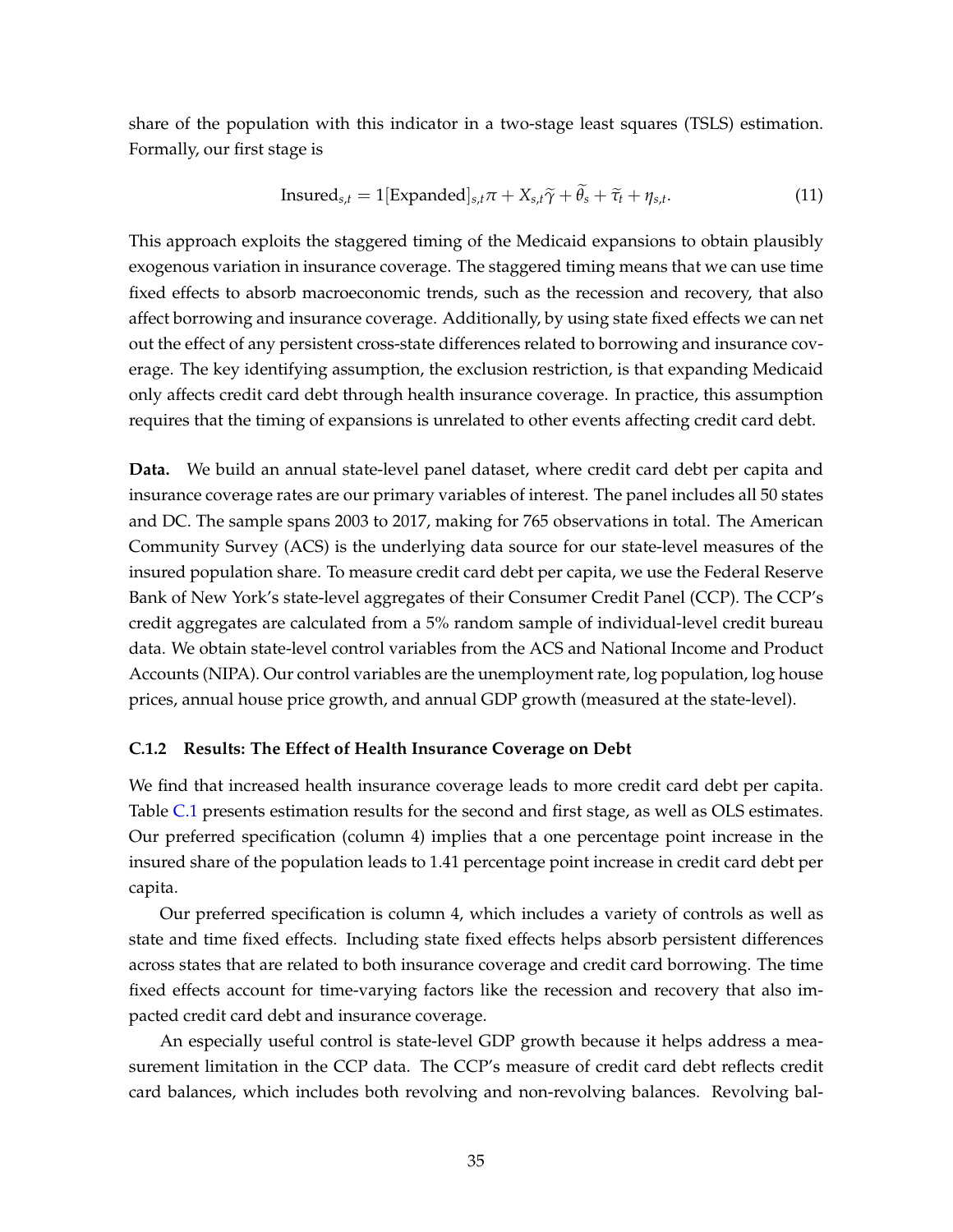share of the population with this indicator in a two-stage least squares (TSLS) estimation. Formally, our first stage is

$$\text{Insured}_{s,t} = 1[\text{Expanded}]_{s,t}\pi + X_{s,t}\widetilde{\gamma} + \widetilde{\theta}_s + \widetilde{\tau}_t + \eta_{s,t}. \tag{11}$$

This approach exploits the staggered timing of the Medicaid expansions to obtain plausibly exogenous variation in insurance coverage. The staggered timing means that we can use time fixed effects to absorb macroeconomic trends, such as the recession and recovery, that also affect borrowing and insurance coverage. Additionally, by using state fixed effects we can net out the effect of any persistent cross-state differences related to borrowing and insurance coverage. The key identifying assumption, the exclusion restriction, is that expanding Medicaid only affects credit card debt through health insurance coverage. In practice, this assumption requires that the timing of expansions is unrelated to other events affecting credit card debt.

**Data.** We build an annual state-level panel dataset, where credit card debt per capita and insurance coverage rates are our primary variables of interest. The panel includes all 50 states and DC. The sample spans 2003 to 2017, making for 765 observations in total. The American Community Survey (ACS) is the underlying data source for our state-level measures of the insured population share. To measure credit card debt per capita, we use the Federal Reserve Bank of New York's state-level aggregates of their Consumer Credit Panel (CCP). The CCP's credit aggregates are calculated from a 5% random sample of individual-level credit bureau data. We obtain state-level control variables from the ACS and National Income and Product Accounts (NIPA). Our control variables are the unemployment rate, log population, log house prices, annual house price growth, and annual GDP growth (measured at the state-level).

### C.1.2 Results: The Effect of Health Insurance Coverage on Debt

We find that increased health insurance coverage leads to more credit card debt per capita. Table C.1 presents estimation results for the second and first stage, as well as OLS estimates. Our preferred specification (column 4) implies that a one percentage point increase in the insured share of the population leads to 1.41 percentage point increase in credit card debt per capita.

Our preferred specification is column 4, which includes a variety of controls as well as state and time fixed effects. Including state fixed effects helps absorb persistent differences across states that are related to both insurance coverage and credit card borrowing. The time fixed effects account for time-varying factors like the recession and recovery that also impacted credit card debt and insurance coverage.

An especially useful control is state-level GDP growth because it helps address a measurement limitation in the CCP data. The CCP's measure of credit card debt reflects credit card balances, which includes both revolving and non-revolving balances. Revolving bal-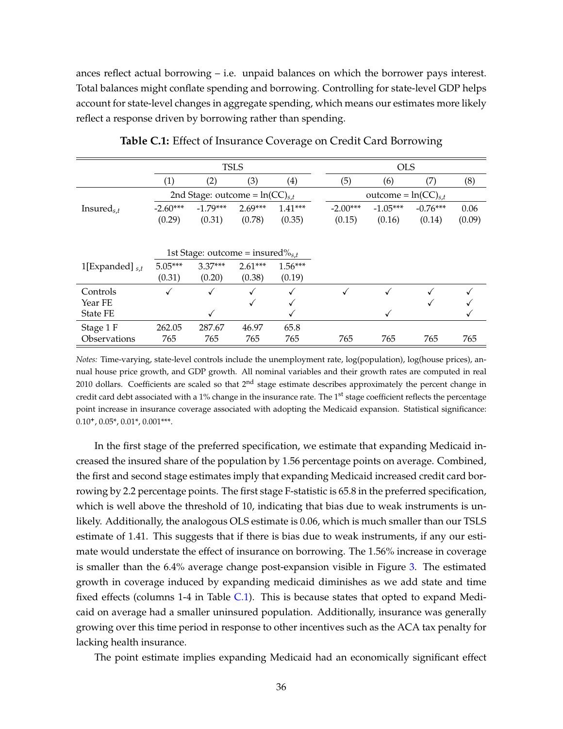ances reflect actual borrowing – i.e. unpaid balances on which the borrower pays interest. Total balances might conflate spending and borrowing. Controlling for state-level GDP helps account for state-level changes in aggregate spending, which means our estimates more likely reflect a response driven by borrowing rather than spending.

**Table C.1:** Effect of Insurance Coverage on Credit Card Borrowing

| | TSLS | | | | OLS | | | |
|---|---|---|---|---|---|---|---|---|
| | (1) | (2) | (3) | (4) | (5) | (6) | (7) | (8) |
| | 2nd Stage: outcome = $\ln(CC)_{s,t}$ | | | | outcome = $\ln(CC)_{s,t}$ | | | |
| $\text{Insured}_{s,t}$ | -2.60*** | -1.79*** | 2.69*** | 1.41*** | -2.00*** | -1.05*** | -0.76*** | 0.06 |
| | (0.29) | (0.31) | (0.78) | (0.35) | (0.15) | (0.16) | (0.14) | (0.09) |
| | 1st Stage: outcome = $\text{insured\%}_{s,t}$ | | | | | | | |
| $1[\text{Expanded}]_{s,t}$ | 5.05*** | 3.37*** | 2.61*** | 1.56*** | | | | |
| | (0.31) | (0.20) | (0.38) | (0.19) | | | | |
| Controls | ✓ | ✓ | ✓ | ✓ | ✓ | ✓ | ✓ | ✓ |
| Year FE | | | ✓ | ✓ | | | ✓ | ✓ |
| State FE | | ✓ | | ✓ | | ✓ | | ✓ |
| Stage 1 F | 262.05 | 287.67 | 46.97 | 65.8 | | | | |
| Observations | 765 | 765 | 765 | 765 | 765 | 765 | 765 | 765 |

*Notes:* Time-varying, state-level controls include the unemployment rate, log(population), log(house prices), annual house price growth, and GDP growth. All nominal variables and their growth rates are computed in real 2010 dollars. Coefficients are scaled so that 2nd stage estimate describes approximately the percent change in credit card debt associated with a 1% change in the insurance rate. The 1st stage coefficient reflects the percentage point increase in insurance coverage associated with adopting the Medicaid expansion. Statistical significance: 0.10+, 0.05*, 0.01*, 0.001***.

In the first stage of the preferred specification, we estimate that expanding Medicaid increased the insured share of the population by 1.56 percentage points on average. Combined, the first and second stage estimates imply that expanding Medicaid increased credit card borrowing by 2.2 percentage points. The first stage F-statistic is 65.8 in the preferred specification, which is well above the threshold of 10, indicating that bias due to weak instruments is unlikely. Additionally, the analogous OLS estimate is 0.06, which is much smaller than our TSLS estimate of 1.41. This suggests that if there is bias due to weak instruments, if any our estimate would understate the effect of insurance on borrowing. The 1.56% increase in coverage is smaller than the 6.4% average change post-expansion visible in Figure 3. The estimated growth in coverage induced by expanding medicaid diminishes as we add state and time fixed effects (columns 1-4 in Table C.1). This is because states that opted to expand Medicaid on average had a smaller uninsured population. Additionally, insurance was generally growing over this time period in response to other incentives such as the ACA tax penalty for lacking health insurance.

The point estimate implies expanding Medicaid had an economically significant effect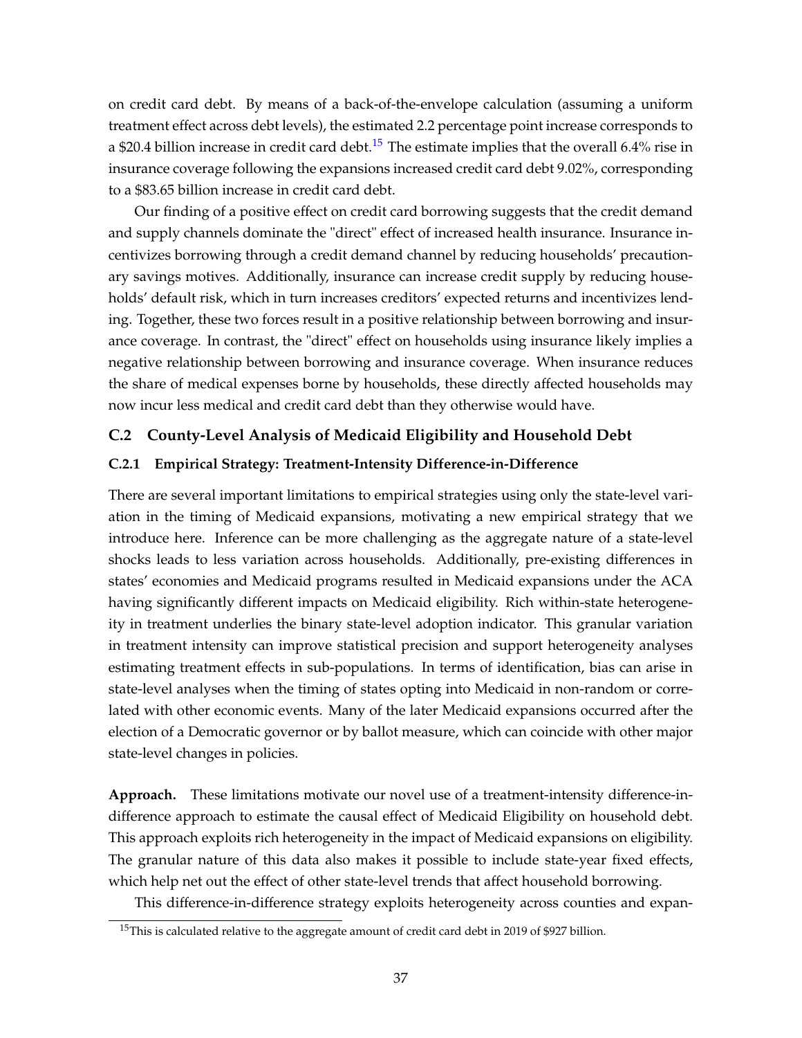on credit card debt. By means of a back-of-the-envelope calculation (assuming a uniform treatment effect across debt levels), the estimated 2.2 percentage point increase corresponds to a $20.4 billion increase in credit card debt.[15] The estimate implies that the overall 6.4% rise in insurance coverage following the expansions increased credit card debt 9.02%, corresponding to a $83.65 billion increase in credit card debt.

Our finding of a positive effect on credit card borrowing suggests that the credit demand and supply channels dominate the "direct" effect of increased health insurance. Insurance incentivizes borrowing through a credit demand channel by reducing households' precautionary savings motives. Additionally, insurance can increase credit supply by reducing households' default risk, which in turn increases creditors' expected returns and incentivizes lending. Together, these two forces result in a positive relationship between borrowing and insurance coverage. In contrast, the "direct" effect on households using insurance likely implies a negative relationship between borrowing and insurance coverage. When insurance reduces the share of medical expenses borne by households, these directly affected households may now incur less medical and credit card debt than they otherwise would have.

## C.2 County-Level Analysis of Medicaid Eligibility and Household Debt

### C.2.1 Empirical Strategy: Treatment-Intensity Difference-in-Difference

There are several important limitations to empirical strategies using only the state-level variation in the timing of Medicaid expansions, motivating a new empirical strategy that we introduce here. Inference can be more challenging as the aggregate nature of a state-level shocks leads to less variation across households. Additionally, pre-existing differences in states' economies and Medicaid programs resulted in Medicaid expansions under the ACA having significantly different impacts on Medicaid eligibility. Rich within-state heterogeneity in treatment underlies the binary state-level adoption indicator. This granular variation in treatment intensity can improve statistical precision and support heterogeneity analyses estimating treatment effects in sub-populations. In terms of identification, bias can arise in state-level analyses when the timing of states opting into Medicaid in non-random or correlated with other economic events. Many of the later Medicaid expansions occurred after the election of a Democratic governor or by ballot measure, which can coincide with other major state-level changes in policies.

**Approach.** These limitations motivate our novel use of a treatment-intensity difference-in-difference approach to estimate the causal effect of Medicaid Eligibility on household debt. This approach exploits rich heterogeneity in the impact of Medicaid expansions on eligibility. The granular nature of this data also makes it possible to include state-year fixed effects, which help net out the effect of other state-level trends that affect household borrowing.

This difference-in-difference strategy exploits heterogeneity across counties and expan-

[15] This is calculated relative to the aggregate amount of credit card debt in 2019 of $927 billion.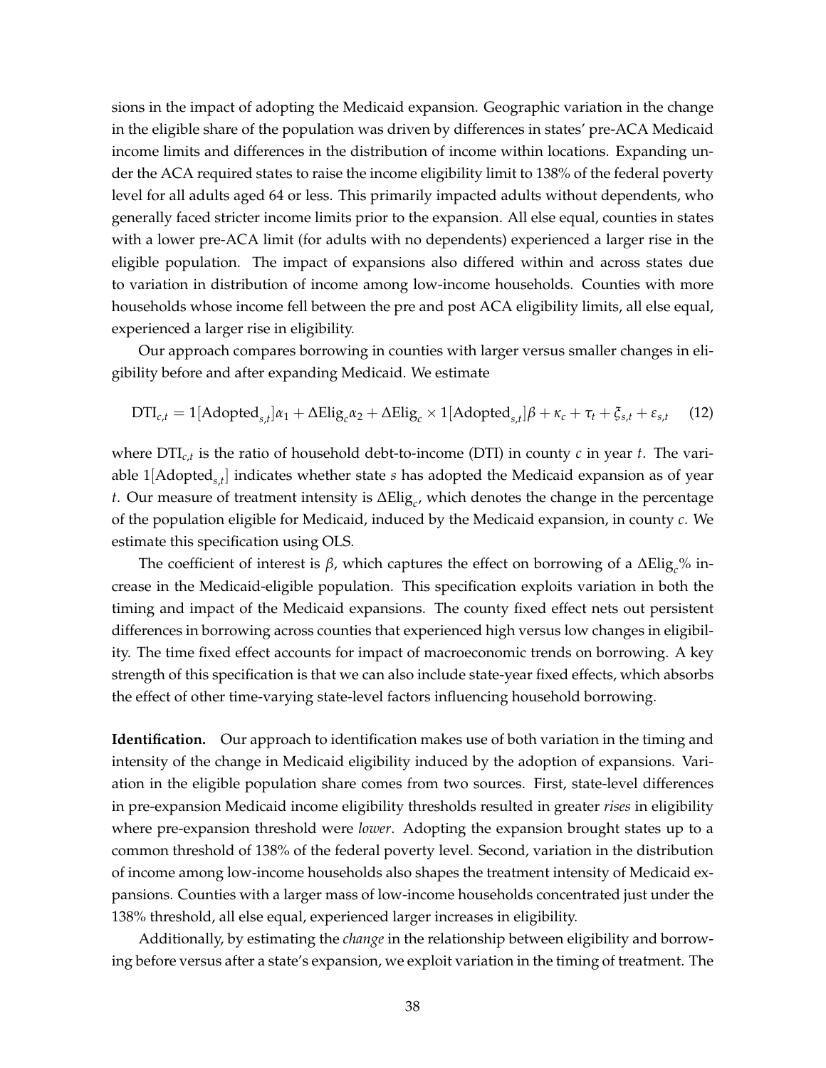sions in the impact of adopting the Medicaid expansion. Geographic variation in the change in the eligible share of the population was driven by differences in states' pre-ACA Medicaid income limits and differences in the distribution of income within locations. Expanding under the ACA required states to raise the income eligibility limit to 138% of the federal poverty level for all adults aged 64 or less. This primarily impacted adults without dependents, who generally faced stricter income limits prior to the expansion. All else equal, counties in states with a lower pre-ACA limit (for adults with no dependents) experienced a larger rise in the eligible population. The impact of expansions also differed within and across states due to variation in distribution of income among low-income households. Counties with more households whose income fell between the pre and post ACA eligibility limits, all else equal, experienced a larger rise in eligibility.

Our approach compares borrowing in counties with larger versus smaller changes in eligibility before and after expanding Medicaid. We estimate

$$\text{DTI}_{c,t} = 1[\text{Adopted}_{s,t}]\alpha_1 + \Delta\text{Elig}_c\alpha_2 + \Delta\text{Elig}_c \times 1[\text{Adopted}_{s,t}]\beta + \kappa_c + \tau_t + \xi_{s,t} + \varepsilon_{s,t} \quad (12)$$

where $\text{DTI}_{c,t}$ is the ratio of household debt-to-income (DTI) in county $c$ in year $t$. The variable $1[\text{Adopted}_{s,t}]$ indicates whether state $s$ has adopted the Medicaid expansion as of year $t$. Our measure of treatment intensity is $\Delta\text{Elig}_c$, which denotes the change in the percentage of the population eligible for Medicaid, induced by the Medicaid expansion, in county $c$. We estimate this specification using OLS.

The coefficient of interest is $\beta$, which captures the effect on borrowing of a $\Delta\text{Elig}_c$% increase in the Medicaid-eligible population. This specification exploits variation in both the timing and impact of the Medicaid expansions. The county fixed effect nets out persistent differences in borrowing across counties that experienced high versus low changes in eligibility. The time fixed effect accounts for impact of macroeconomic trends on borrowing. A key strength of this specification is that we can also include state-year fixed effects, which absorbs the effect of other time-varying state-level factors influencing household borrowing.

**Identification.** Our approach to identification makes use of both variation in the timing and intensity of the change in Medicaid eligibility induced by the adoption of expansions. Variation in the eligible population share comes from two sources. First, state-level differences in pre-expansion Medicaid income eligibility thresholds resulted in greater *rises* in eligibility where pre-expansion threshold were *lower*. Adopting the expansion brought states up to a common threshold of 138% of the federal poverty level. Second, variation in the distribution of income among low-income households also shapes the treatment intensity of Medicaid expansions. Counties with a larger mass of low-income households concentrated just under the 138% threshold, all else equal, experienced larger increases in eligibility.

Additionally, by estimating the *change* in the relationship between eligibility and borrowing before versus after a state's expansion, we exploit variation in the timing of treatment. The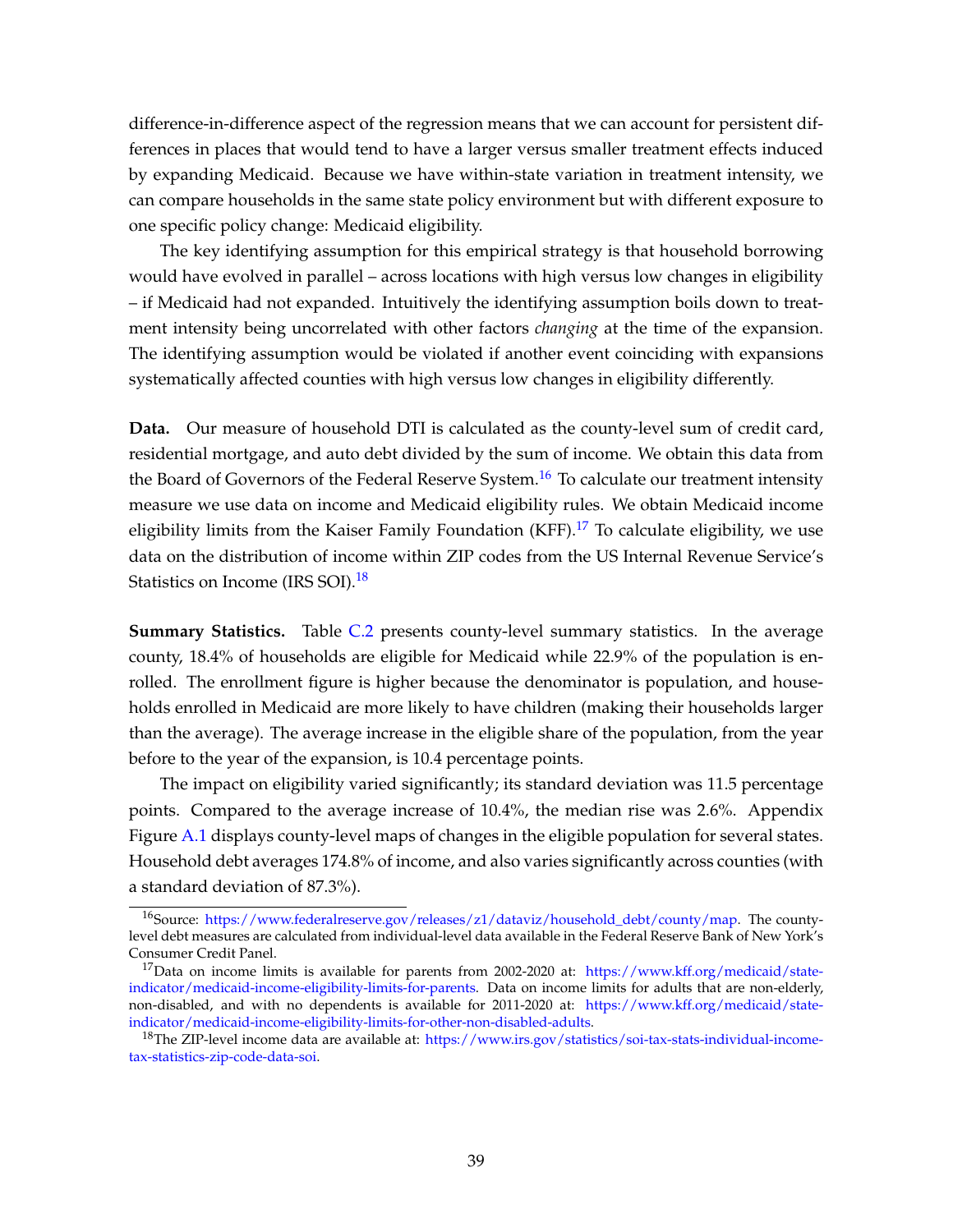difference-in-difference aspect of the regression means that we can account for persistent differences in places that would tend to have a larger versus smaller treatment effects induced by expanding Medicaid. Because we have within-state variation in treatment intensity, we can compare households in the same state policy environment but with different exposure to one specific policy change: Medicaid eligibility.

The key identifying assumption for this empirical strategy is that household borrowing would have evolved in parallel – across locations with high versus low changes in eligibility – if Medicaid had not expanded. Intuitively the identifying assumption boils down to treatment intensity being uncorrelated with other factors *changing* at the time of the expansion. The identifying assumption would be violated if another event coinciding with expansions systematically affected counties with high versus low changes in eligibility differently.

**Data.** Our measure of household DTI is calculated as the county-level sum of credit card, residential mortgage, and auto debt divided by the sum of income. We obtain this data from the Board of Governors of the Federal Reserve System.[16] To calculate our treatment intensity measure we use data on income and Medicaid eligibility rules. We obtain Medicaid income eligibility limits from the Kaiser Family Foundation (KFF).[17] To calculate eligibility, we use data on the distribution of income within ZIP codes from the US Internal Revenue Service's Statistics on Income (IRS SOI).[18]

**Summary Statistics.** Table C.2 presents county-level summary statistics. In the average county, 18.4% of households are eligible for Medicaid while 22.9% of the population is enrolled. The enrollment figure is higher because the denominator is population, and households enrolled in Medicaid are more likely to have children (making their households larger than the average). The average increase in the eligible share of the population, from the year before to the year of the expansion, is 10.4 percentage points.

The impact on eligibility varied significantly; its standard deviation was 11.5 percentage points. Compared to the average increase of 10.4%, the median rise was 2.6%. Appendix Figure A.1 displays county-level maps of changes in the eligible population for several states. Household debt averages 174.8% of income, and also varies significantly across counties (with a standard deviation of 87.3%).

[16] Source: https://www.federalreserve.gov/releases/z1/dataviz/household_debt/county/map. The county-level debt measures are calculated from individual-level data available in the Federal Reserve Bank of New York's Consumer Credit Panel.

[17] Data on income limits is available for parents from 2002-2020 at: https://www.kff.org/medicaid/state-indicator/medicaid-income-eligibility-limits-for-parents. Data on income limits for adults that are non-elderly, non-disabled, and with no dependents is available for 2011-2020 at: https://www.kff.org/medicaid/state-indicator/medicaid-income-eligibility-limits-for-other-non-disabled-adults.

[18] The ZIP-level income data are available at: https://www.irs.gov/statistics/soi-tax-stats-individual-income-tax-statistics-zip-code-data-soi.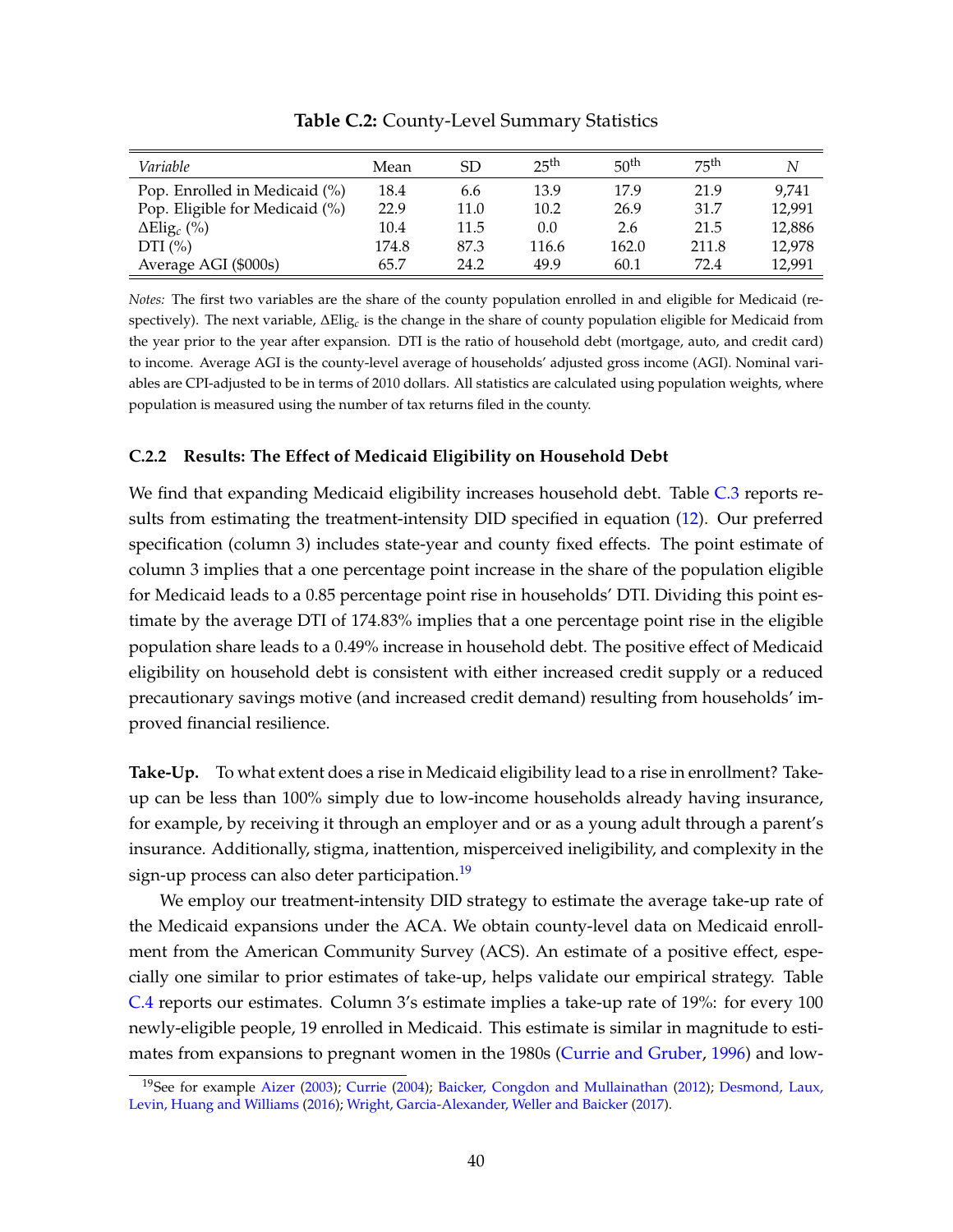**Table C.2:** County-Level Summary Statistics

| *Variable* | Mean | SD | $25^{\text{th}}$ | $50^{\text{th}}$ | $75^{\text{th}}$ | $N$ |
|---|---|---|---|---|---|---|
| Pop. Enrolled in Medicaid (%) | 18.4 | 6.6 | 13.9 | 17.9 | 21.9 | 9,741 |
| Pop. Eligible for Medicaid (%) | 22.9 | 11.0 | 10.2 | 26.9 | 31.7 | 12,991 |
| $\Delta\text{Elig}_c$ (%) | 10.4 | 11.5 | 0.0 | 2.6 | 21.5 | 12,886 |
| DTI (%) | 174.8 | 87.3 | 116.6 | 162.0 | 211.8 | 12,978 |
| Average AGI ($000s) | 65.7 | 24.2 | 49.9 | 60.1 | 72.4 | 12,991 |

*Notes:* The first two variables are the share of the county population enrolled in and eligible for Medicaid (respectively). The next variable, $\Delta\text{Elig}_c$ is the change in the share of county population eligible for Medicaid from the year prior to the year after expansion. DTI is the ratio of household debt (mortgage, auto, and credit card) to income. Average AGI is the county-level average of households' adjusted gross income (AGI). Nominal variables are CPI-adjusted to be in terms of 2010 dollars. All statistics are calculated using population weights, where population is measured using the number of tax returns filed in the county.

### C.2.2 Results: The Effect of Medicaid Eligibility on Household Debt

We find that expanding Medicaid eligibility increases household debt. Table C.3 reports results from estimating the treatment-intensity DID specified in equation (12). Our preferred specification (column 3) includes state-year and county fixed effects. The point estimate of column 3 implies that a one percentage point increase in the share of the population eligible for Medicaid leads to a 0.85 percentage point rise in households' DTI. Dividing this point estimate by the average DTI of 174.83% implies that a one percentage point rise in the eligible population share leads to a 0.49% increase in household debt. The positive effect of Medicaid eligibility on household debt is consistent with either increased credit supply or a reduced precautionary savings motive (and increased credit demand) resulting from households' improved financial resilience.

**Take-Up.** To what extent does a rise in Medicaid eligibility lead to a rise in enrollment? Take-up can be less than 100% simply due to low-income households already having insurance, for example, by receiving it through an employer and or as a young adult through a parent's insurance. Additionally, stigma, inattention, misperceived ineligibility, and complexity in the sign-up process can also deter participation.[19]

We employ our treatment-intensity DID strategy to estimate the average take-up rate of the Medicaid expansions under the ACA. We obtain county-level data on Medicaid enrollment from the American Community Survey (ACS). An estimate of a positive effect, especially one similar to prior estimates of take-up, helps validate our empirical strategy. Table C.4 reports our estimates. Column 3's estimate implies a take-up rate of 19%: for every 100 newly-eligible people, 19 enrolled in Medicaid. This estimate is similar in magnitude to estimates from expansions to pregnant women in the 1980s (Currie and Gruber, 1996) and low-

[19] See for example Aizer (2003); Currie (2004); Baicker, Congdon and Mullainathan (2012); Desmond, Laux, Levin, Huang and Williams (2016); Wright, Garcia-Alexander, Weller and Baicker (2017).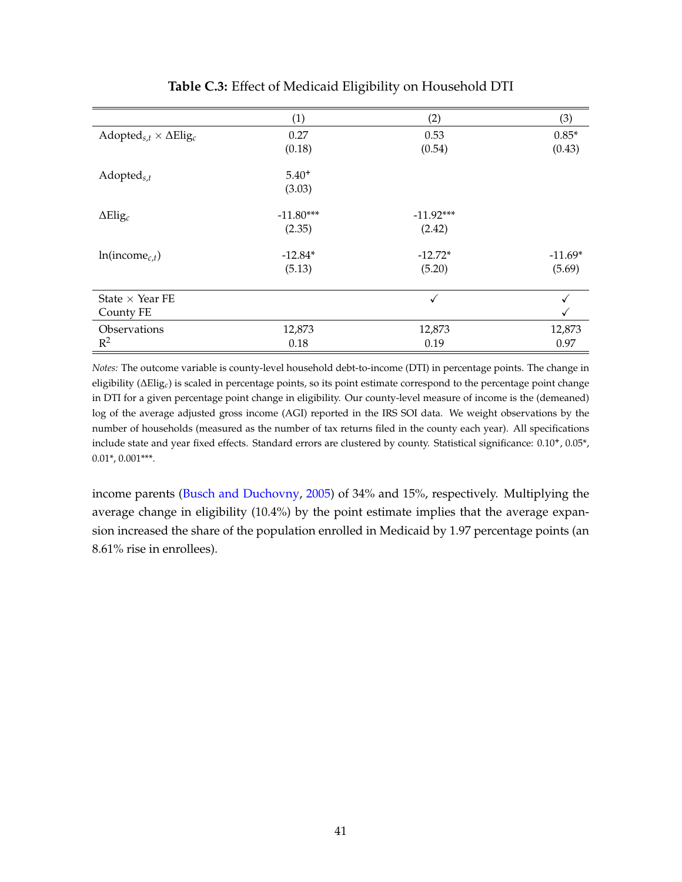**Table C.3:** Effect of Medicaid Eligibility on Household DTI

| | (1) | (2) | (3) |
|---|---|---|---|
| $\text{Adopted}_{s,t} \times \Delta\text{Elig}_c$ | 0.27 | 0.53 | 0.85* |
| | (0.18) | (0.54) | (0.43) |
| $\text{Adopted}_{s,t}$ | 5.40+ | | |
| | (3.03) | | |
| $\Delta\text{Elig}_c$ | -11.80*** | -11.92*** | |
| | (2.35) | (2.42) | |
| $\ln(\text{income}_{c,t})$ | -12.84* | -12.72* | -11.69* |
| | (5.13) | (5.20) | (5.69) |
| State × Year FE | | ✓ | ✓ |
| County FE | | | ✓ |
| Observations | 12,873 | 12,873 | 12,873 |
| $R^2$ | 0.18 | 0.19 | 0.97 |

*Notes:* The outcome variable is county-level household debt-to-income (DTI) in percentage points. The change in eligibility ($\Delta\text{Elig}_c$) is scaled in percentage points, so its point estimate correspond to the percentage point change in DTI for a given percentage point change in eligibility. Our county-level measure of income is the (demeaned) log of the average adjusted gross income (AGI) reported in the IRS SOI data. We weight observations by the number of households (measured as the number of tax returns filed in the county each year). All specifications include state and year fixed effects. Standard errors are clustered by county. Statistical significance: 0.10+, 0.05*, 0.01*, 0.001***.

income parents (Busch and Duchovny, 2005) of 34% and 15%, respectively. Multiplying the average change in eligibility (10.4%) by the point estimate implies that the average expansion increased the share of the population enrolled in Medicaid by 1.97 percentage points (an 8.61% rise in enrollees).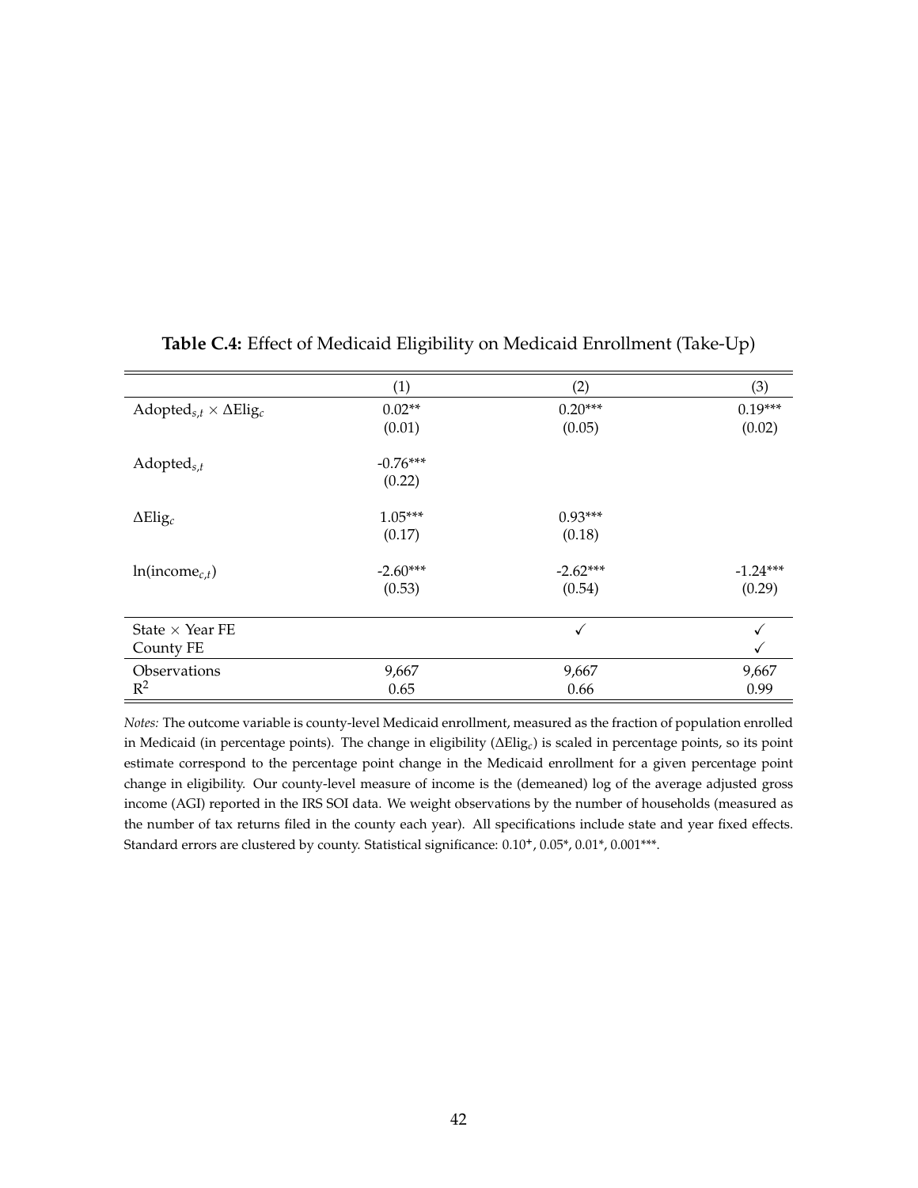**Table C.4:** Effect of Medicaid Eligibility on Medicaid Enrollment (Take-Up)

| | (1) | (2) | (3) |
|---|---|---|---|
| $\text{Adopted}_{s,t} \times \Delta\text{Elig}_c$ | 0.02** | 0.20*** | 0.19*** |
| | (0.01) | (0.05) | (0.02) |
| $\text{Adopted}_{s,t}$ | -0.76*** | | |
| | (0.22) | | |
| $\Delta\text{Elig}_c$ | 1.05*** | 0.93*** | |
| | (0.17) | (0.18) | |
| $\ln(\text{income}_{c,t})$ | -2.60*** | -2.62*** | -1.24*** |
| | (0.53) | (0.54) | (0.29) |
| State × Year FE | | ✓ | ✓ |
| County FE | | | ✓ |
| Observations | 9,667 | 9,667 | 9,667 |
| $R^2$ | 0.65 | 0.66 | 0.99 |

*Notes:* The outcome variable is county-level Medicaid enrollment, measured as the fraction of population enrolled in Medicaid (in percentage points). The change in eligibility ($\Delta\text{Elig}_c$) is scaled in percentage points, so its point estimate correspond to the percentage point change in the Medicaid enrollment for a given percentage point change in eligibility. Our county-level measure of income is the (demeaned) log of the average adjusted gross income (AGI) reported in the IRS SOI data. We weight observations by the number of households (measured as the number of tax returns filed in the county each year). All specifications include state and year fixed effects. Standard errors are clustered by county. Statistical significance: 0.10⁺, 0.05*, 0.01*, 0.001***.